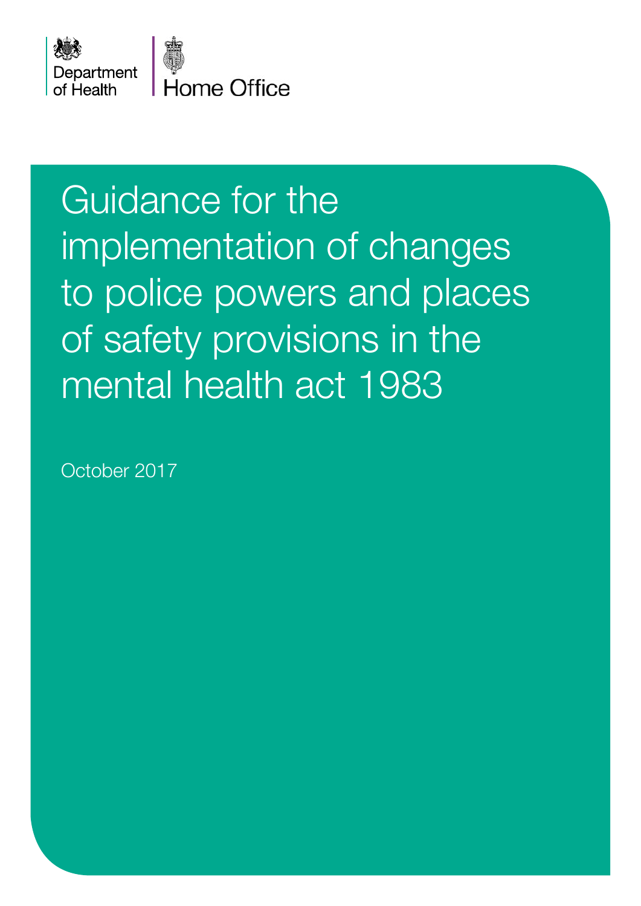Department of Health

Home Office

# Guidance for the implementation of changes to police powers and places of safety provisions in the mental health act 1983

October 2017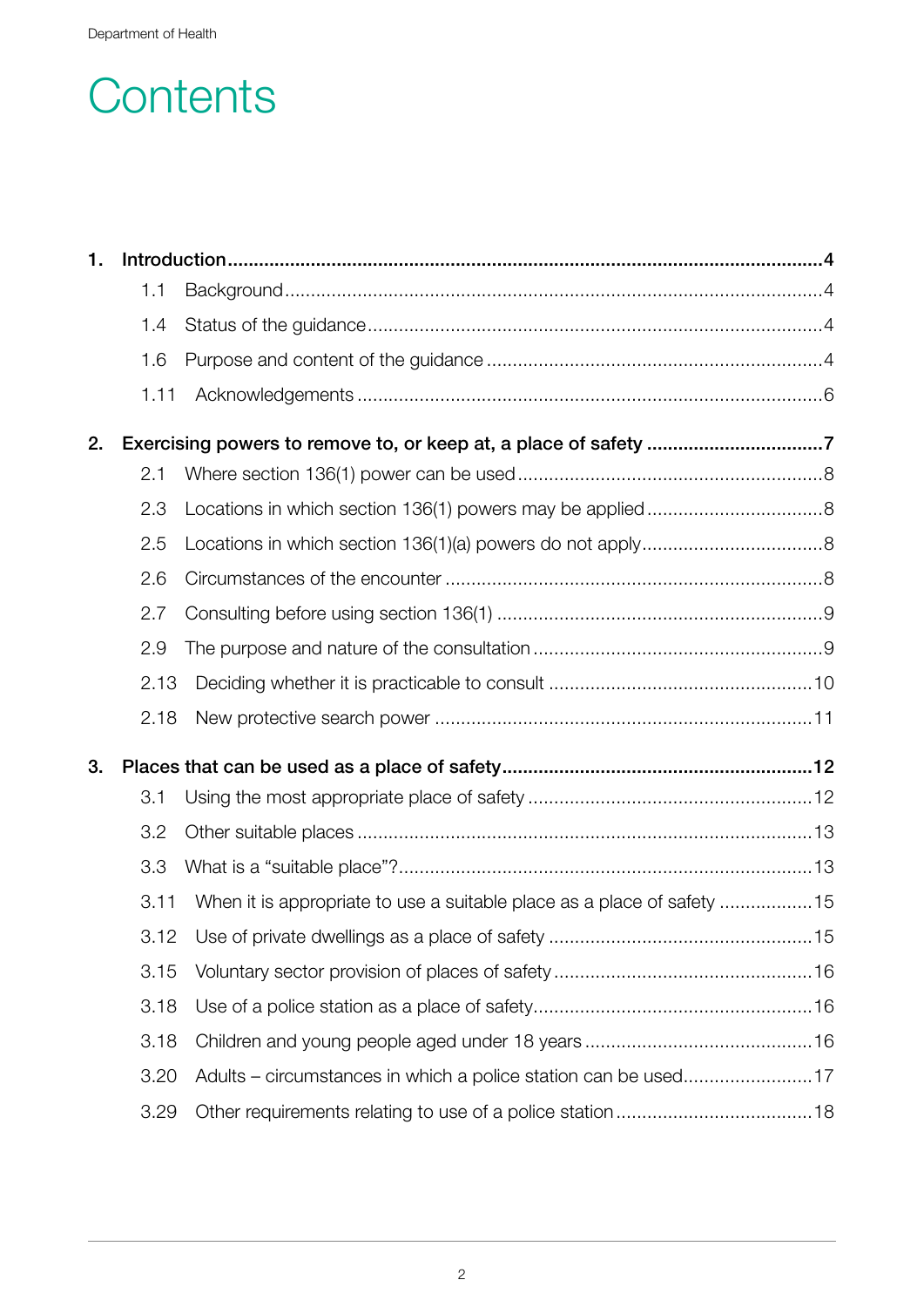# Contents

1. **Introduction** 4
   - 1.1 Background 4
   - 1.4 Status of the guidance 4
   - 1.6 Purpose and content of the guidance 4
   - 1.11 Acknowledgements 6
2. **Exercising powers to remove to, or keep at, a place of safety** 7
   - 2.1 Where section 136(1) power can be used 8
   - 2.3 Locations in which section 136(1) powers may be applied 8
   - 2.5 Locations in which section 136(1)(a) powers do not apply 8
   - 2.6 Circumstances of the encounter 8
   - 2.7 Consulting before using section 136(1) 9
   - 2.9 The purpose and nature of the consultation 9
   - 2.13 Deciding whether it is practicable to consult 10
   - 2.18 New protective search power 11
3. **Places that can be used as a place of safety** 12
   - 3.1 Using the most appropriate place of safety 12
   - 3.2 Other suitable places 13
   - 3.3 What is a "suitable place"? 13
   - 3.11 When it is appropriate to use a suitable place as a place of safety 15
   - 3.12 Use of private dwellings as a place of safety 15
   - 3.15 Voluntary sector provision of places of safety 16
   - 3.18 Use of a police station as a place of safety 16
   - 3.18 Children and young people aged under 18 years 16
   - 3.20 Adults – circumstances in which a police station can be used 17
   - 3.29 Other requirements relating to use of a police station 18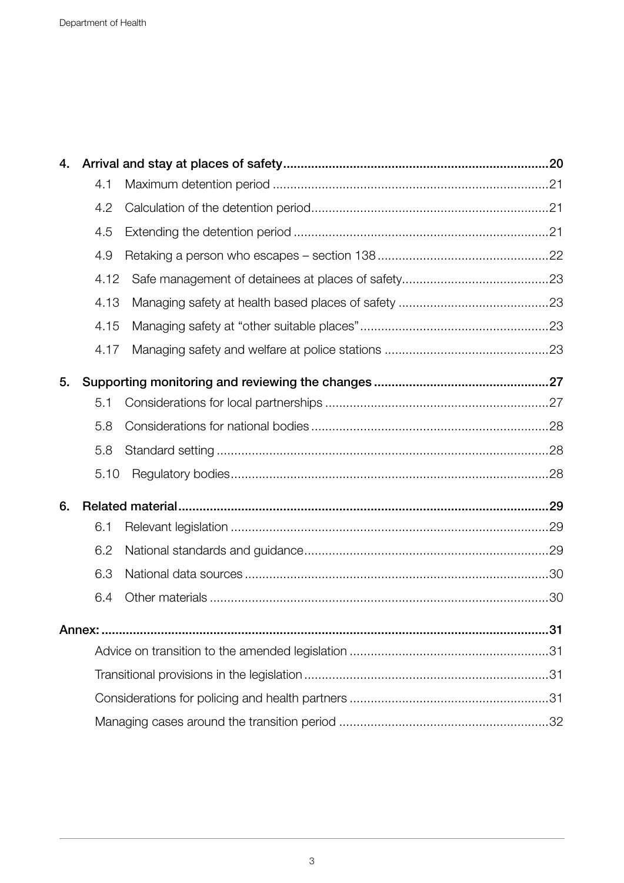**4. Arrival and stay at places of safety** ... 20

- 4.1 Maximum detention period ... 21
- 4.2 Calculation of the detention period ... 21
- 4.5 Extending the detention period ... 21
- 4.9 Retaking a person who escapes – section 138 ... 22
- 4.12 Safe management of detainees at places of safety ... 23
- 4.13 Managing safety at health based places of safety ... 23
- 4.15 Managing safety at "other suitable places" ... 23
- 4.17 Managing safety and welfare at police stations ... 23

**5. Supporting monitoring and reviewing the changes** ... 27

- 5.1 Considerations for local partnerships ... 27
- 5.8 Considerations for national bodies ... 28
- 5.8 Standard setting ... 28
- 5.10 Regulatory bodies ... 28

**6. Related material** ... 29

- 6.1 Relevant legislation ... 29
- 6.2 National standards and guidance ... 29
- 6.3 National data sources ... 30
- 6.4 Other materials ... 30

**Annex:** ... 31

- Advice on transition to the amended legislation ... 31
- Transitional provisions in the legislation ... 31
- Considerations for policing and health partners ... 31
- Managing cases around the transition period ... 32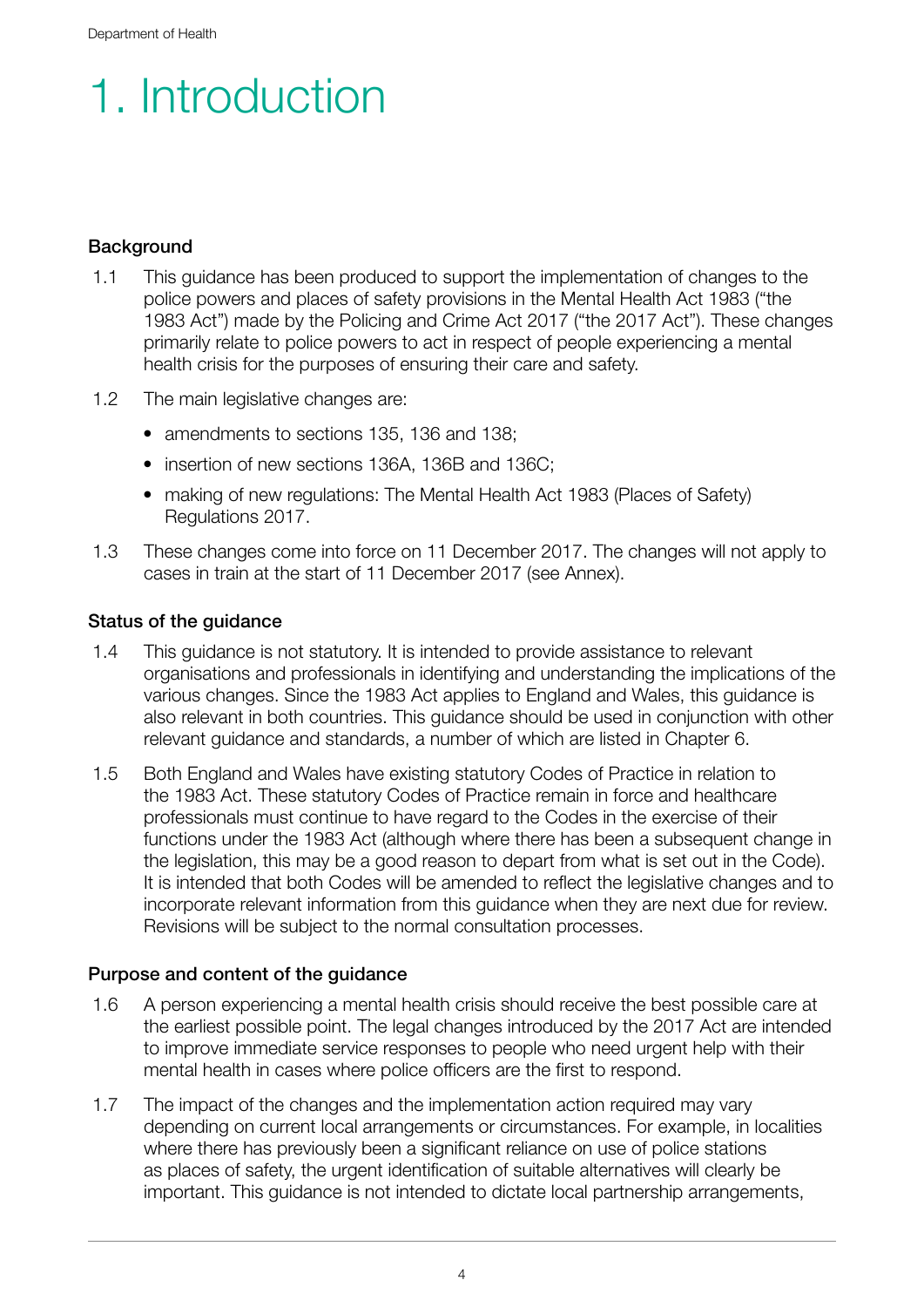# 1. Introduction

### Background

1.1 This guidance has been produced to support the implementation of changes to the police powers and places of safety provisions in the Mental Health Act 1983 ("the 1983 Act") made by the Policing and Crime Act 2017 ("the 2017 Act"). These changes primarily relate to police powers to act in respect of people experiencing a mental health crisis for the purposes of ensuring their care and safety.

1.2 The main legislative changes are:

- amendments to sections 135, 136 and 138;
- insertion of new sections 136A, 136B and 136C;
- making of new regulations: The Mental Health Act 1983 (Places of Safety) Regulations 2017.

1.3 These changes come into force on 11 December 2017. The changes will not apply to cases in train at the start of 11 December 2017 (see Annex).

### Status of the guidance

1.4 This guidance is not statutory. It is intended to provide assistance to relevant organisations and professionals in identifying and understanding the implications of the various changes. Since the 1983 Act applies to England and Wales, this guidance is also relevant in both countries. This guidance should be used in conjunction with other relevant guidance and standards, a number of which are listed in Chapter 6.

1.5 Both England and Wales have existing statutory Codes of Practice in relation to the 1983 Act. These statutory Codes of Practice remain in force and healthcare professionals must continue to have regard to the Codes in the exercise of their functions under the 1983 Act (although where there has been a subsequent change in the legislation, this may be a good reason to depart from what is set out in the Code). It is intended that both Codes will be amended to reflect the legislative changes and to incorporate relevant information from this guidance when they are next due for review. Revisions will be subject to the normal consultation processes.

### Purpose and content of the guidance

1.6 A person experiencing a mental health crisis should receive the best possible care at the earliest possible point. The legal changes introduced by the 2017 Act are intended to improve immediate service responses to people who need urgent help with their mental health in cases where police officers are the first to respond.

1.7 The impact of the changes and the implementation action required may vary depending on current local arrangements or circumstances. For example, in localities where there has previously been a significant reliance on use of police stations as places of safety, the urgent identification of suitable alternatives will clearly be important. This guidance is not intended to dictate local partnership arrangements,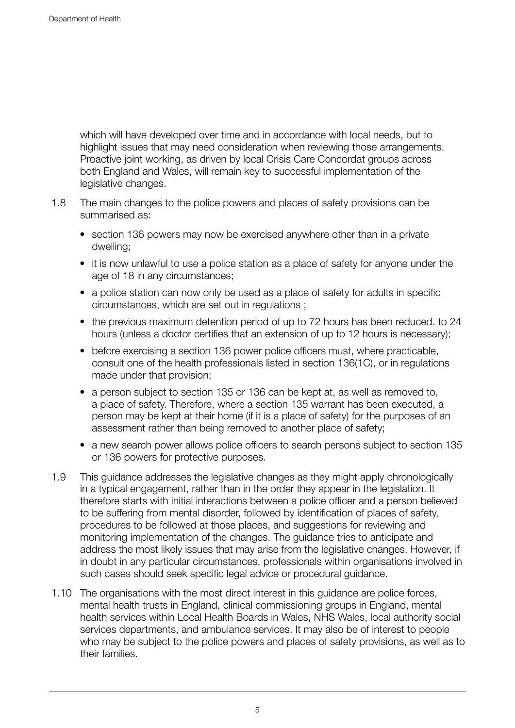which will have developed over time and in accordance with local needs, but to highlight issues that may need consideration when reviewing those arrangements. Proactive joint working, as driven by local Crisis Care Concordat groups across both England and Wales, will remain key to successful implementation of the legislative changes.

1.8 The main changes to the police powers and places of safety provisions can be summarised as:

- section 136 powers may now be exercised anywhere other than in a private dwelling;
- it is now unlawful to use a police station as a place of safety for anyone under the age of 18 in any circumstances;
- a police station can now only be used as a place of safety for adults in specific circumstances, which are set out in regulations ;
- the previous maximum detention period of up to 72 hours has been reduced. to 24 hours (unless a doctor certifies that an extension of up to 12 hours is necessary);
- before exercising a section 136 power police officers must, where practicable, consult one of the health professionals listed in section 136(1C), or in regulations made under that provision;
- a person subject to section 135 or 136 can be kept at, as well as removed to, a place of safety. Therefore, where a section 135 warrant has been executed, a person may be kept at their home (if it is a place of safety) for the purposes of an assessment rather than being removed to another place of safety;
- a new search power allows police officers to search persons subject to section 135 or 136 powers for protective purposes.

1.9 This guidance addresses the legislative changes as they might apply chronologically in a typical engagement, rather than in the order they appear in the legislation. It therefore starts with initial interactions between a police officer and a person believed to be suffering from mental disorder, followed by identification of places of safety, procedures to be followed at those places, and suggestions for reviewing and monitoring implementation of the changes. The guidance tries to anticipate and address the most likely issues that may arise from the legislative changes. However, if in doubt in any particular circumstances, professionals within organisations involved in such cases should seek specific legal advice or procedural guidance.

1.10 The organisations with the most direct interest in this guidance are police forces, mental health trusts in England, clinical commissioning groups in England, mental health services within Local Health Boards in Wales, NHS Wales, local authority social services departments, and ambulance services. It may also be of interest to people who may be subject to the police powers and places of safety provisions, as well as to their families.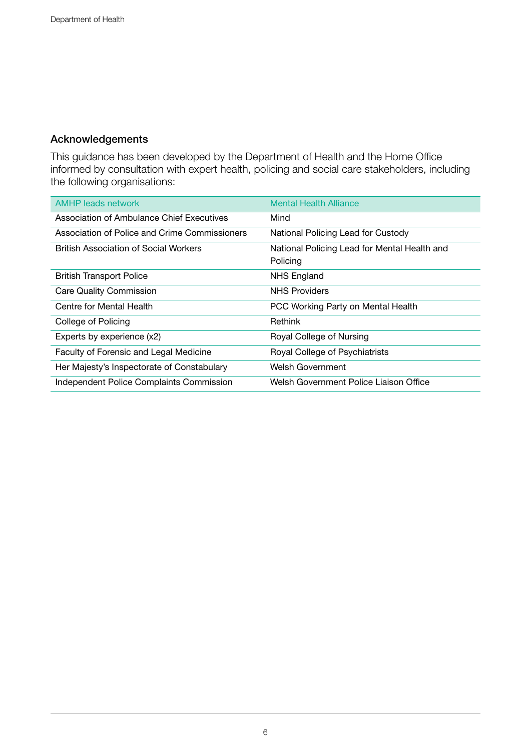## Acknowledgements

This guidance has been developed by the Department of Health and the Home Office informed by consultation with expert health, policing and social care stakeholders, including the following organisations:

| AMHP leads network | Mental Health Alliance |
|---|---|
| Association of Ambulance Chief Executives | Mind |
| Association of Police and Crime Commissioners | National Policing Lead for Custody |
| British Association of Social Workers | National Policing Lead for Mental Health and Policing |
| British Transport Police | NHS England |
| Care Quality Commission | NHS Providers |
| Centre for Mental Health | PCC Working Party on Mental Health |
| College of Policing | Rethink |
| Experts by experience (x2) | Royal College of Nursing |
| Faculty of Forensic and Legal Medicine | Royal College of Psychiatrists |
| Her Majesty's Inspectorate of Constabulary | Welsh Government |
| Independent Police Complaints Commission | Welsh Government Police Liaison Office |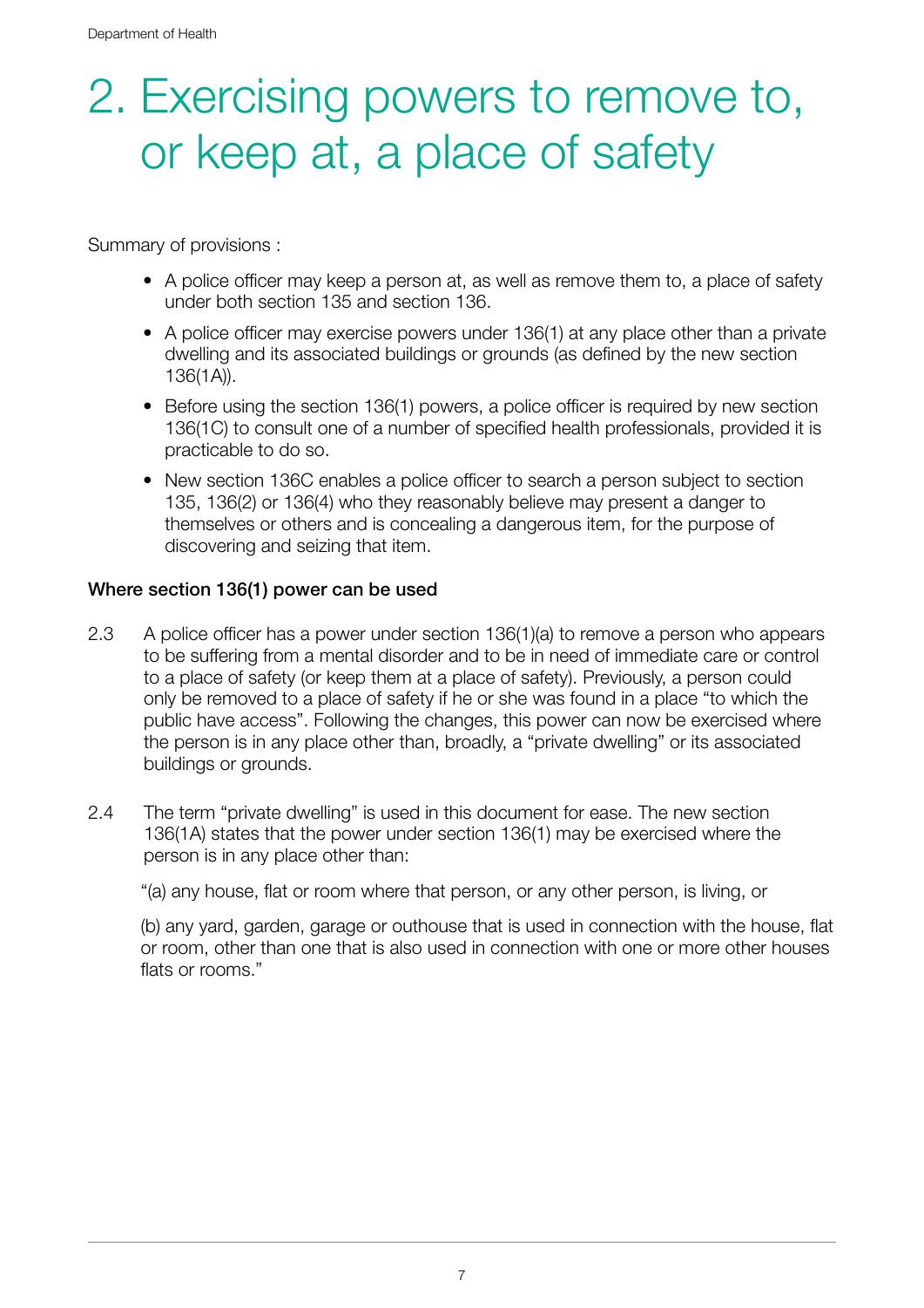# 2. Exercising powers to remove to, or keep at, a place of safety

Summary of provisions :

- A police officer may keep a person at, as well as remove them to, a place of safety under both section 135 and section 136.
- A police officer may exercise powers under 136(1) at any place other than a private dwelling and its associated buildings or grounds (as defined by the new section 136(1A)).
- Before using the section 136(1) powers, a police officer is required by new section 136(1C) to consult one of a number of specified health professionals, provided it is practicable to do so.
- New section 136C enables a police officer to search a person subject to section 135, 136(2) or 136(4) who they reasonably believe may present a danger to themselves or others and is concealing a dangerous item, for the purpose of discovering and seizing that item.

**Where section 136(1) power can be used**

2.3 A police officer has a power under section 136(1)(a) to remove a person who appears to be suffering from a mental disorder and to be in need of immediate care or control to a place of safety (or keep them at a place of safety). Previously, a person could only be removed to a place of safety if he or she was found in a place "to which the public have access". Following the changes, this power can now be exercised where the person is in any place other than, broadly, a "private dwelling" or its associated buildings or grounds.

2.4 The term "private dwelling" is used in this document for ease. The new section 136(1A) states that the power under section 136(1) may be exercised where the person is in any place other than:

"(a) any house, flat or room where that person, or any other person, is living, or

(b) any yard, garden, garage or outhouse that is used in connection with the house, flat or room, other than one that is also used in connection with one or more other houses flats or rooms."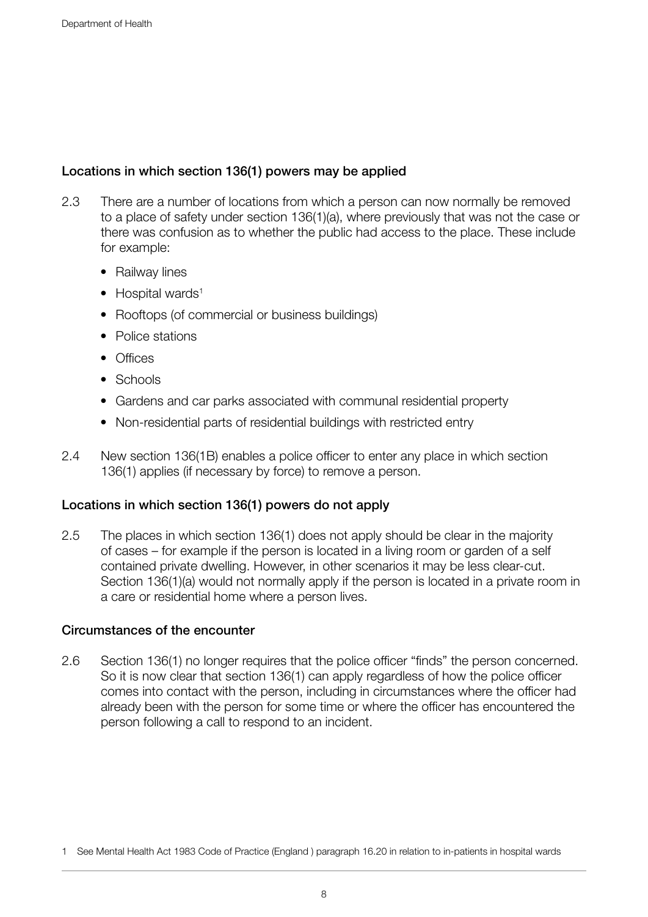### Locations in which section 136(1) powers may be applied

2.3 There are a number of locations from which a person can now normally be removed to a place of safety under section 136(1)(a), where previously that was not the case or there was confusion as to whether the public had access to the place. These include for example:

- Railway lines
- Hospital wards[1]
- Rooftops (of commercial or business buildings)
- Police stations
- Offices
- Schools
- Gardens and car parks associated with communal residential property
- Non-residential parts of residential buildings with restricted entry

2.4 New section 136(1B) enables a police officer to enter any place in which section 136(1) applies (if necessary by force) to remove a person.

### Locations in which section 136(1) powers do not apply

2.5 The places in which section 136(1) does not apply should be clear in the majority of cases – for example if the person is located in a living room or garden of a self contained private dwelling. However, in other scenarios it may be less clear-cut. Section 136(1)(a) would not normally apply if the person is located in a private room in a care or residential home where a person lives.

### Circumstances of the encounter

2.6 Section 136(1) no longer requires that the police officer "finds" the person concerned. So it is now clear that section 136(1) can apply regardless of how the police officer comes into contact with the person, including in circumstances where the officer had already been with the person for some time or where the officer has encountered the person following a call to respond to an incident.

---

[1] See Mental Health Act 1983 Code of Practice (England ) paragraph 16.20 in relation to in-patients in hospital wards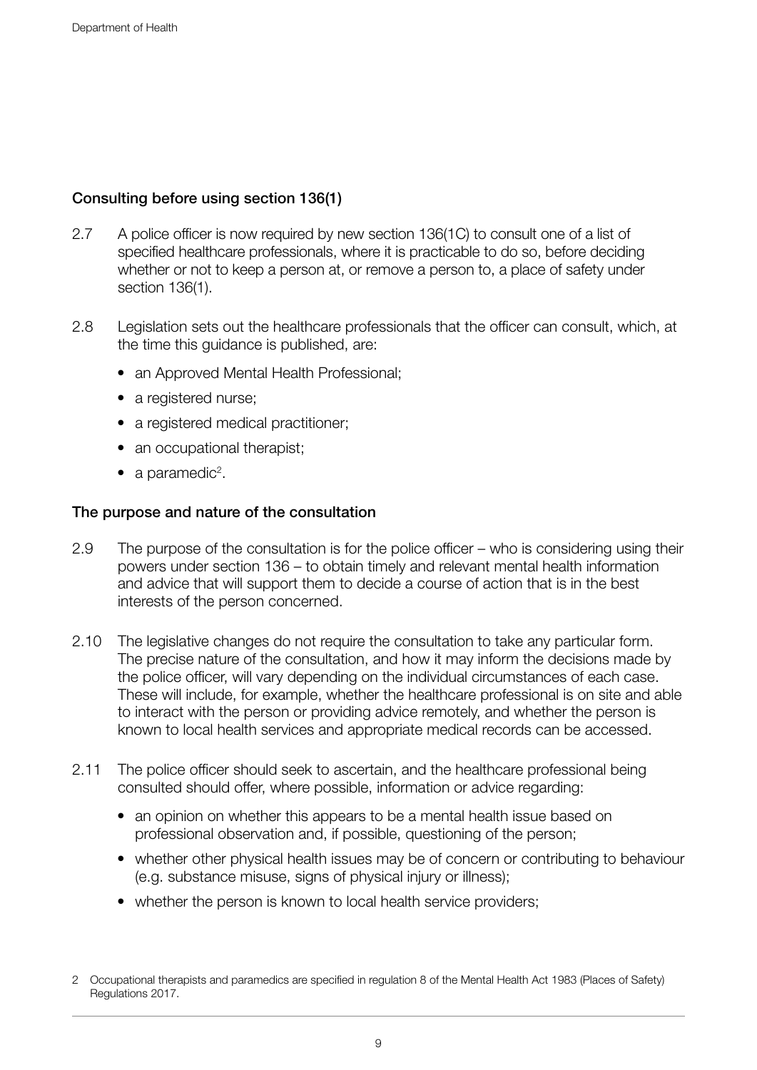### Consulting before using section 136(1)

2.7 A police officer is now required by new section 136(1C) to consult one of a list of specified healthcare professionals, where it is practicable to do so, before deciding whether or not to keep a person at, or remove a person to, a place of safety under section 136(1).

2.8 Legislation sets out the healthcare professionals that the officer can consult, which, at the time this guidance is published, are:

- an Approved Mental Health Professional;
- a registered nurse;
- a registered medical practitioner;
- an occupational therapist;
- a paramedic[2].

### The purpose and nature of the consultation

2.9 The purpose of the consultation is for the police officer – who is considering using their powers under section 136 – to obtain timely and relevant mental health information and advice that will support them to decide a course of action that is in the best interests of the person concerned.

2.10 The legislative changes do not require the consultation to take any particular form. The precise nature of the consultation, and how it may inform the decisions made by the police officer, will vary depending on the individual circumstances of each case. These will include, for example, whether the healthcare professional is on site and able to interact with the person or providing advice remotely, and whether the person is known to local health services and appropriate medical records can be accessed.

2.11 The police officer should seek to ascertain, and the healthcare professional being consulted should offer, where possible, information or advice regarding:

- an opinion on whether this appears to be a mental health issue based on professional observation and, if possible, questioning of the person;
- whether other physical health issues may be of concern or contributing to behaviour (e.g. substance misuse, signs of physical injury or illness);
- whether the person is known to local health service providers;

2 Occupational therapists and paramedics are specified in regulation 8 of the Mental Health Act 1983 (Places of Safety) Regulations 2017.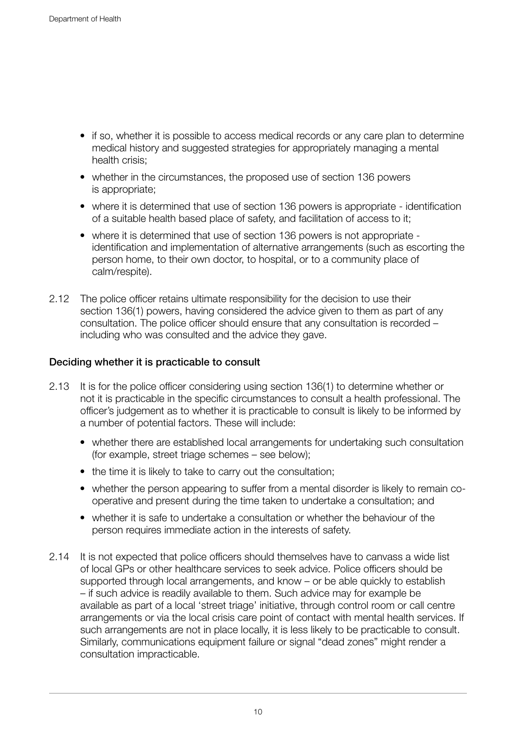- if so, whether it is possible to access medical records or any care plan to determine medical history and suggested strategies for appropriately managing a mental health crisis;
- whether in the circumstances, the proposed use of section 136 powers is appropriate;
- where it is determined that use of section 136 powers is appropriate - identification of a suitable health based place of safety, and facilitation of access to it;
- where it is determined that use of section 136 powers is not appropriate - identification and implementation of alternative arrangements (such as escorting the person home, to their own doctor, to hospital, or to a community place of calm/respite).

2.12 The police officer retains ultimate responsibility for the decision to use their section 136(1) powers, having considered the advice given to them as part of any consultation. The police officer should ensure that any consultation is recorded – including who was consulted and the advice they gave.

### Deciding whether it is practicable to consult

2.13 It is for the police officer considering using section 136(1) to determine whether or not it is practicable in the specific circumstances to consult a health professional. The officer's judgement as to whether it is practicable to consult is likely to be informed by a number of potential factors. These will include:

- whether there are established local arrangements for undertaking such consultation (for example, street triage schemes – see below);
- the time it is likely to take to carry out the consultation;
- whether the person appearing to suffer from a mental disorder is likely to remain co-operative and present during the time taken to undertake a consultation; and
- whether it is safe to undertake a consultation or whether the behaviour of the person requires immediate action in the interests of safety.

2.14 It is not expected that police officers should themselves have to canvass a wide list of local GPs or other healthcare services to seek advice. Police officers should be supported through local arrangements, and know – or be able quickly to establish – if such advice is readily available to them. Such advice may for example be available as part of a local 'street triage' initiative, through control room or call centre arrangements or via the local crisis care point of contact with mental health services. If such arrangements are not in place locally, it is less likely to be practicable to consult. Similarly, communications equipment failure or signal "dead zones" might render a consultation impracticable.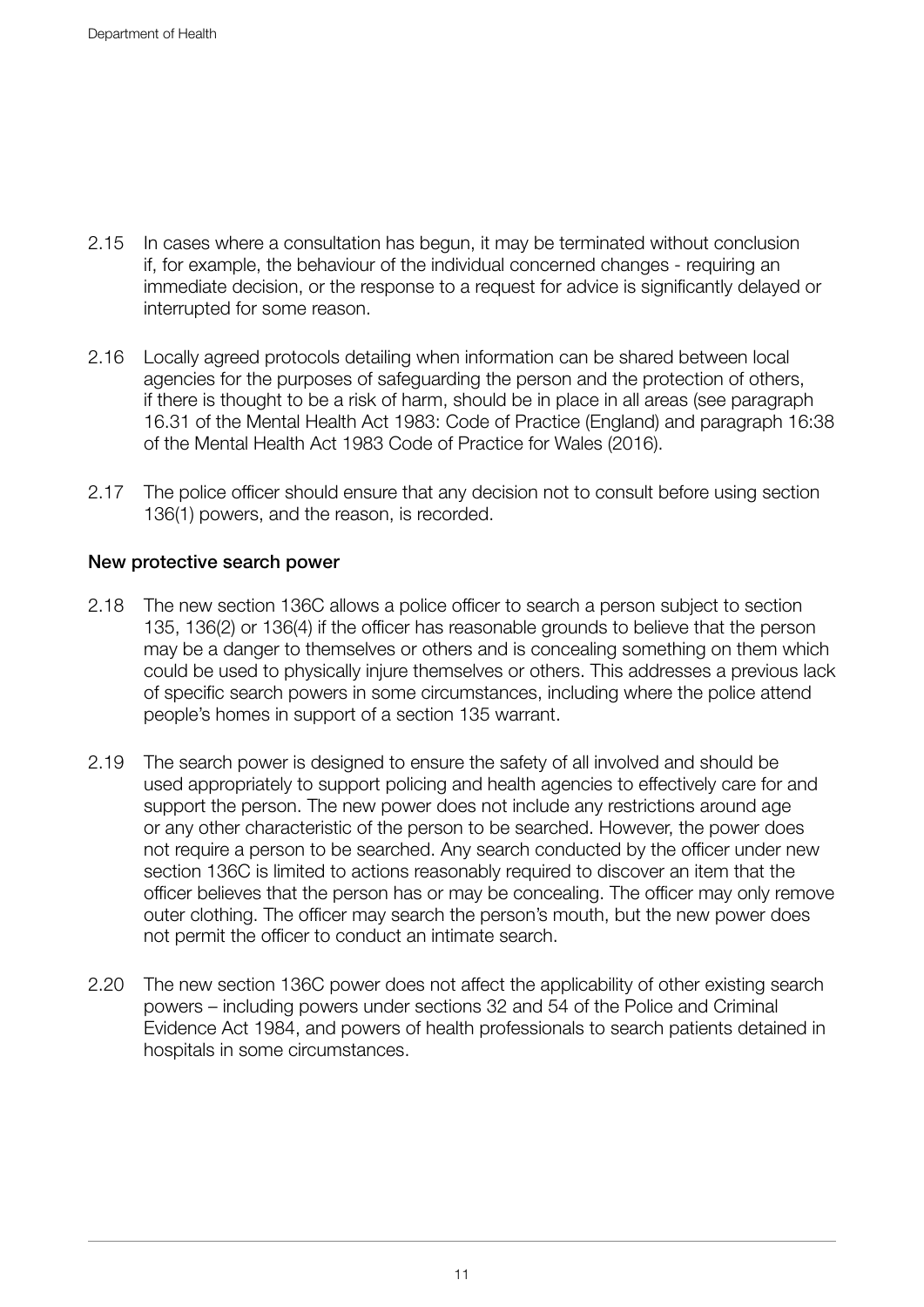2.15 In cases where a consultation has begun, it may be terminated without conclusion if, for example, the behaviour of the individual concerned changes - requiring an immediate decision, or the response to a request for advice is significantly delayed or interrupted for some reason.

2.16 Locally agreed protocols detailing when information can be shared between local agencies for the purposes of safeguarding the person and the protection of others, if there is thought to be a risk of harm, should be in place in all areas (see paragraph 16.31 of the Mental Health Act 1983: Code of Practice (England) and paragraph 16:38 of the Mental Health Act 1983 Code of Practice for Wales (2016).

2.17 The police officer should ensure that any decision not to consult before using section 136(1) powers, and the reason, is recorded.

### New protective search power

2.18 The new section 136C allows a police officer to search a person subject to section 135, 136(2) or 136(4) if the officer has reasonable grounds to believe that the person may be a danger to themselves or others and is concealing something on them which could be used to physically injure themselves or others. This addresses a previous lack of specific search powers in some circumstances, including where the police attend people's homes in support of a section 135 warrant.

2.19 The search power is designed to ensure the safety of all involved and should be used appropriately to support policing and health agencies to effectively care for and support the person. The new power does not include any restrictions around age or any other characteristic of the person to be searched. However, the power does not require a person to be searched. Any search conducted by the officer under new section 136C is limited to actions reasonably required to discover an item that the officer believes that the person has or may be concealing. The officer may only remove outer clothing. The officer may search the person's mouth, but the new power does not permit the officer to conduct an intimate search.

2.20 The new section 136C power does not affect the applicability of other existing search powers – including powers under sections 32 and 54 of the Police and Criminal Evidence Act 1984, and powers of health professionals to search patients detained in hospitals in some circumstances.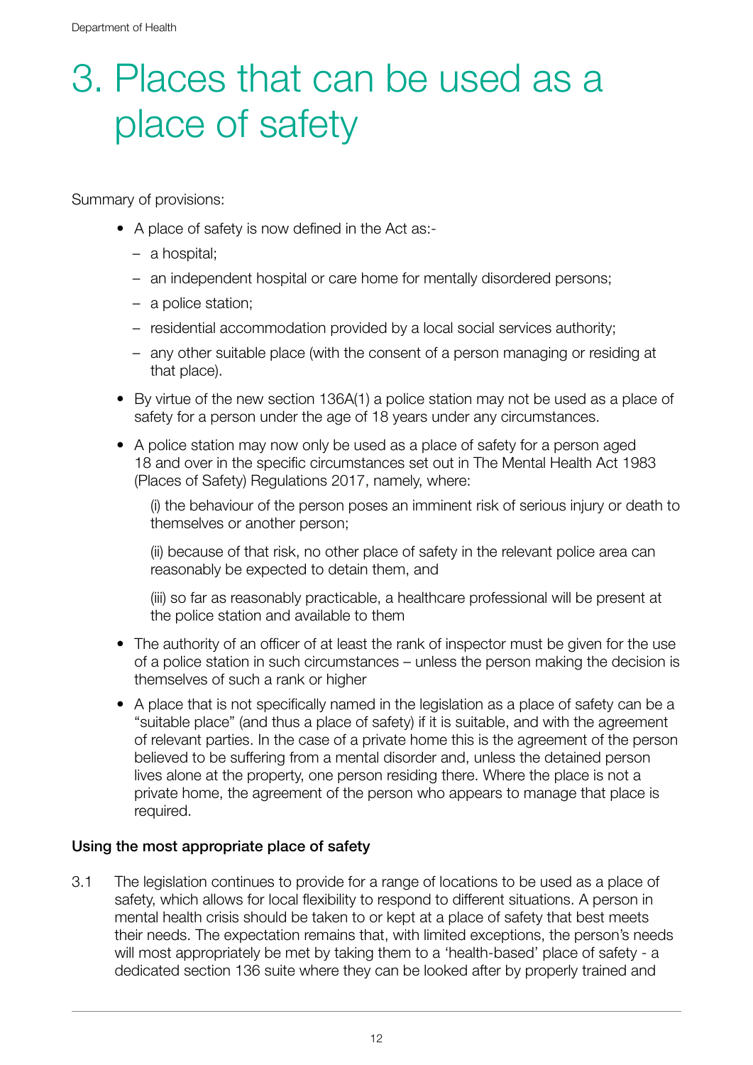# 3. Places that can be used as a place of safety

Summary of provisions:

- A place of safety is now defined in the Act as:-
  - a hospital;
  - an independent hospital or care home for mentally disordered persons;
  - a police station;
  - residential accommodation provided by a local social services authority;
  - any other suitable place (with the consent of a person managing or residing at that place).
- By virtue of the new section 136A(1) a police station may not be used as a place of safety for a person under the age of 18 years under any circumstances.
- A police station may now only be used as a place of safety for a person aged 18 and over in the specific circumstances set out in The Mental Health Act 1983 (Places of Safety) Regulations 2017, namely, where:

  (i) the behaviour of the person poses an imminent risk of serious injury or death to themselves or another person;

  (ii) because of that risk, no other place of safety in the relevant police area can reasonably be expected to detain them, and

  (iii) so far as reasonably practicable, a healthcare professional will be present at the police station and available to them
- The authority of an officer of at least the rank of inspector must be given for the use of a police station in such circumstances – unless the person making the decision is themselves of such a rank or higher
- A place that is not specifically named in the legislation as a place of safety can be a "suitable place" (and thus a place of safety) if it is suitable, and with the agreement of relevant parties. In the case of a private home this is the agreement of the person believed to be suffering from a mental disorder and, unless the detained person lives alone at the property, one person residing there. Where the place is not a private home, the agreement of the person who appears to manage that place is required.

### Using the most appropriate place of safety

3.1 The legislation continues to provide for a range of locations to be used as a place of safety, which allows for local flexibility to respond to different situations. A person in mental health crisis should be taken to or kept at a place of safety that best meets their needs. The expectation remains that, with limited exceptions, the person's needs will most appropriately be met by taking them to a 'health-based' place of safety - a dedicated section 136 suite where they can be looked after by properly trained and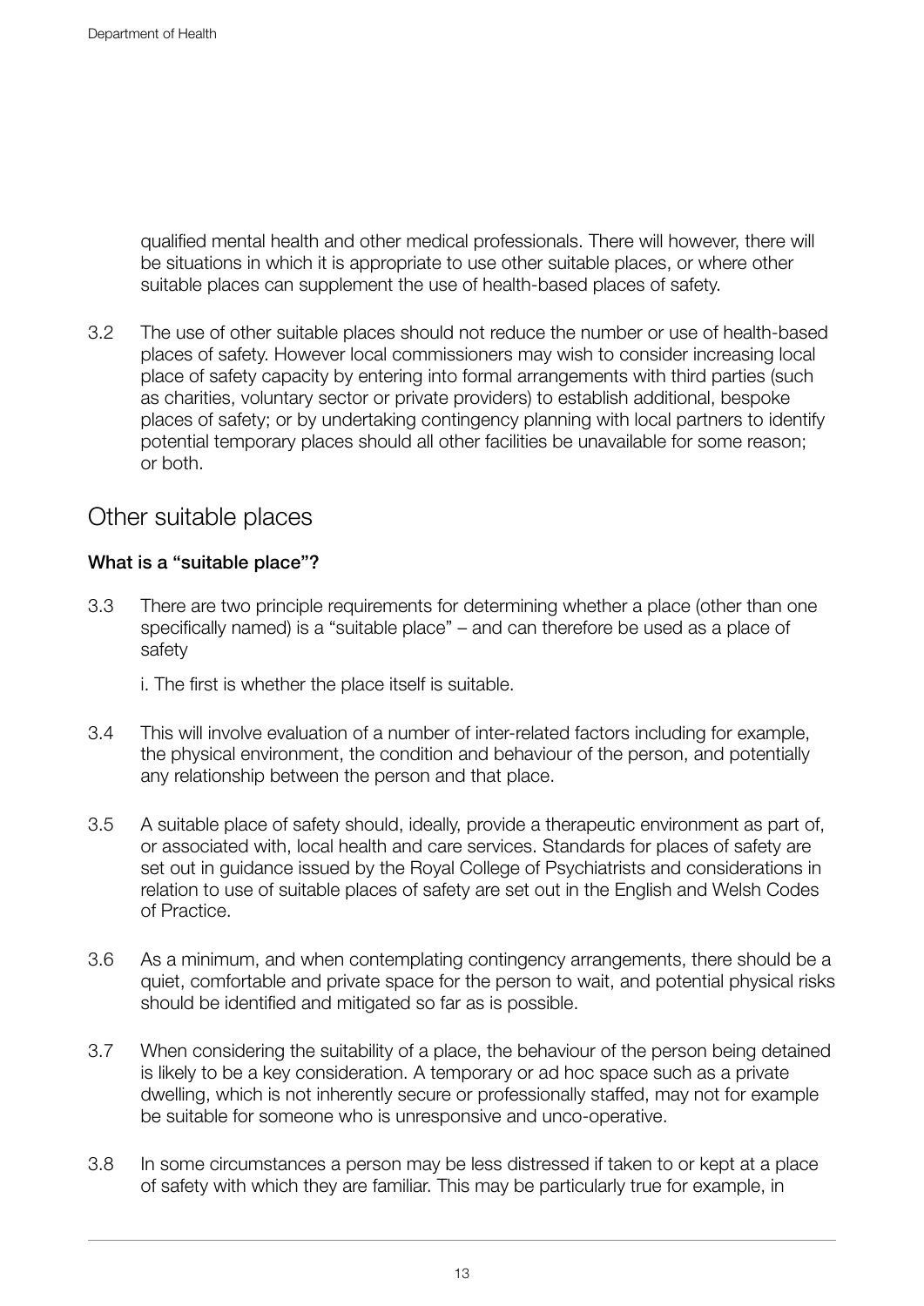qualified mental health and other medical professionals. There will however, there will be situations in which it is appropriate to use other suitable places, or where other suitable places can supplement the use of health-based places of safety.

3.2 The use of other suitable places should not reduce the number or use of health-based places of safety. However local commissioners may wish to consider increasing local place of safety capacity by entering into formal arrangements with third parties (such as charities, voluntary sector or private providers) to establish additional, bespoke places of safety; or by undertaking contingency planning with local partners to identify potential temporary places should all other facilities be unavailable for some reason; or both.

## Other suitable places

### What is a "suitable place"?

3.3 There are two principle requirements for determining whether a place (other than one specifically named) is a "suitable place" – and can therefore be used as a place of safety

i. The first is whether the place itself is suitable.

3.4 This will involve evaluation of a number of inter-related factors including for example, the physical environment, the condition and behaviour of the person, and potentially any relationship between the person and that place.

3.5 A suitable place of safety should, ideally, provide a therapeutic environment as part of, or associated with, local health and care services. Standards for places of safety are set out in guidance issued by the Royal College of Psychiatrists and considerations in relation to use of suitable places of safety are set out in the English and Welsh Codes of Practice.

3.6 As a minimum, and when contemplating contingency arrangements, there should be a quiet, comfortable and private space for the person to wait, and potential physical risks should be identified and mitigated so far as is possible.

3.7 When considering the suitability of a place, the behaviour of the person being detained is likely to be a key consideration. A temporary or ad hoc space such as a private dwelling, which is not inherently secure or professionally staffed, may not for example be suitable for someone who is unresponsive and unco-operative.

3.8 In some circumstances a person may be less distressed if taken to or kept at a place of safety with which they are familiar. This may be particularly true for example, in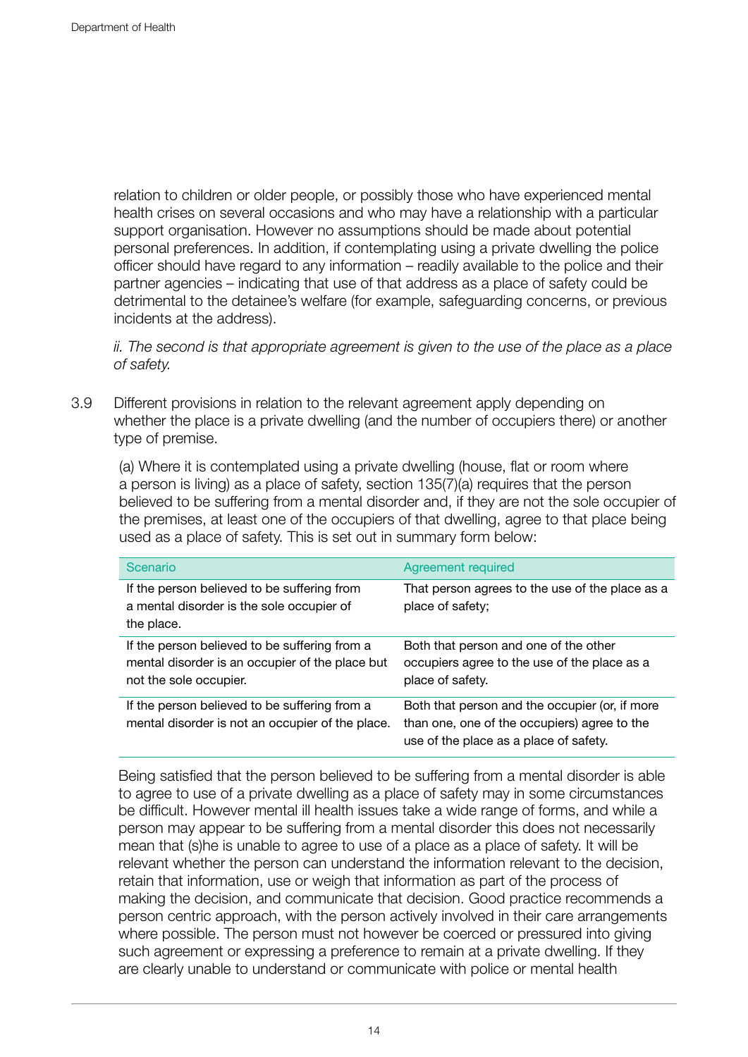relation to children or older people, or possibly those who have experienced mental health crises on several occasions and who may have a relationship with a particular support organisation. However no assumptions should be made about potential personal preferences. In addition, if contemplating using a private dwelling the police officer should have regard to any information – readily available to the police and their partner agencies – indicating that use of that address as a place of safety could be detrimental to the detainee's welfare (for example, safeguarding concerns, or previous incidents at the address).

*ii. The second is that appropriate agreement is given to the use of the place as a place of safety.*

3.9 Different provisions in relation to the relevant agreement apply depending on whether the place is a private dwelling (and the number of occupiers there) or another type of premise.

(a) Where it is contemplated using a private dwelling (house, flat or room where a person is living) as a place of safety, section 135(7)(a) requires that the person believed to be suffering from a mental disorder and, if they are not the sole occupier of the premises, at least one of the occupiers of that dwelling, agree to that place being used as a place of safety. This is set out in summary form below:

| Scenario | Agreement required |
|---|---|
| If the person believed to be suffering from a mental disorder is the sole occupier of the place. | That person agrees to the use of the place as a place of safety; |
| If the person believed to be suffering from a mental disorder is an occupier of the place but not the sole occupier. | Both that person and one of the other occupiers agree to the use of the place as a place of safety. |
| If the person believed to be suffering from a mental disorder is not an occupier of the place. | Both that person and the occupier (or, if more than one, one of the occupiers) agree to the use of the place as a place of safety. |

Being satisfied that the person believed to be suffering from a mental disorder is able to agree to use of a private dwelling as a place of safety may in some circumstances be difficult. However mental ill health issues take a wide range of forms, and while a person may appear to be suffering from a mental disorder this does not necessarily mean that (s)he is unable to agree to use of a place as a place of safety. It will be relevant whether the person can understand the information relevant to the decision, retain that information, use or weigh that information as part of the process of making the decision, and communicate that decision. Good practice recommends a person centric approach, with the person actively involved in their care arrangements where possible. The person must not however be coerced or pressured into giving such agreement or expressing a preference to remain at a private dwelling. If they are clearly unable to understand or communicate with police or mental health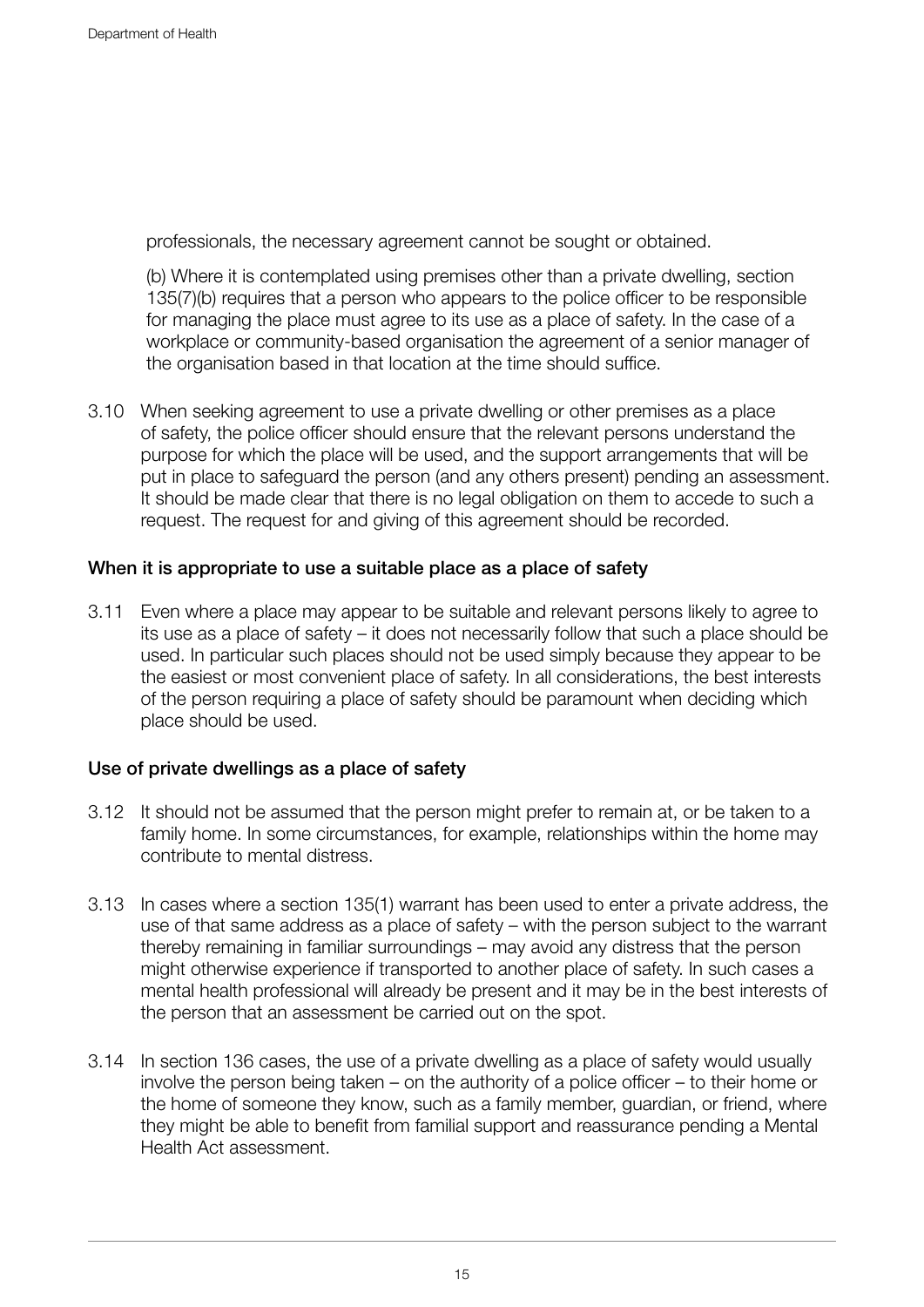professionals, the necessary agreement cannot be sought or obtained.

(b) Where it is contemplated using premises other than a private dwelling, section 135(7)(b) requires that a person who appears to the police officer to be responsible for managing the place must agree to its use as a place of safety. In the case of a workplace or community-based organisation the agreement of a senior manager of the organisation based in that location at the time should suffice.

3.10 When seeking agreement to use a private dwelling or other premises as a place of safety, the police officer should ensure that the relevant persons understand the purpose for which the place will be used, and the support arrangements that will be put in place to safeguard the person (and any others present) pending an assessment. It should be made clear that there is no legal obligation on them to accede to such a request. The request for and giving of this agreement should be recorded.

### When it is appropriate to use a suitable place as a place of safety

3.11 Even where a place may appear to be suitable and relevant persons likely to agree to its use as a place of safety – it does not necessarily follow that such a place should be used. In particular such places should not be used simply because they appear to be the easiest or most convenient place of safety. In all considerations, the best interests of the person requiring a place of safety should be paramount when deciding which place should be used.

### Use of private dwellings as a place of safety

3.12 It should not be assumed that the person might prefer to remain at, or be taken to a family home. In some circumstances, for example, relationships within the home may contribute to mental distress.

3.13 In cases where a section 135(1) warrant has been used to enter a private address, the use of that same address as a place of safety – with the person subject to the warrant thereby remaining in familiar surroundings – may avoid any distress that the person might otherwise experience if transported to another place of safety. In such cases a mental health professional will already be present and it may be in the best interests of the person that an assessment be carried out on the spot.

3.14 In section 136 cases, the use of a private dwelling as a place of safety would usually involve the person being taken – on the authority of a police officer – to their home or the home of someone they know, such as a family member, guardian, or friend, where they might be able to benefit from familial support and reassurance pending a Mental Health Act assessment.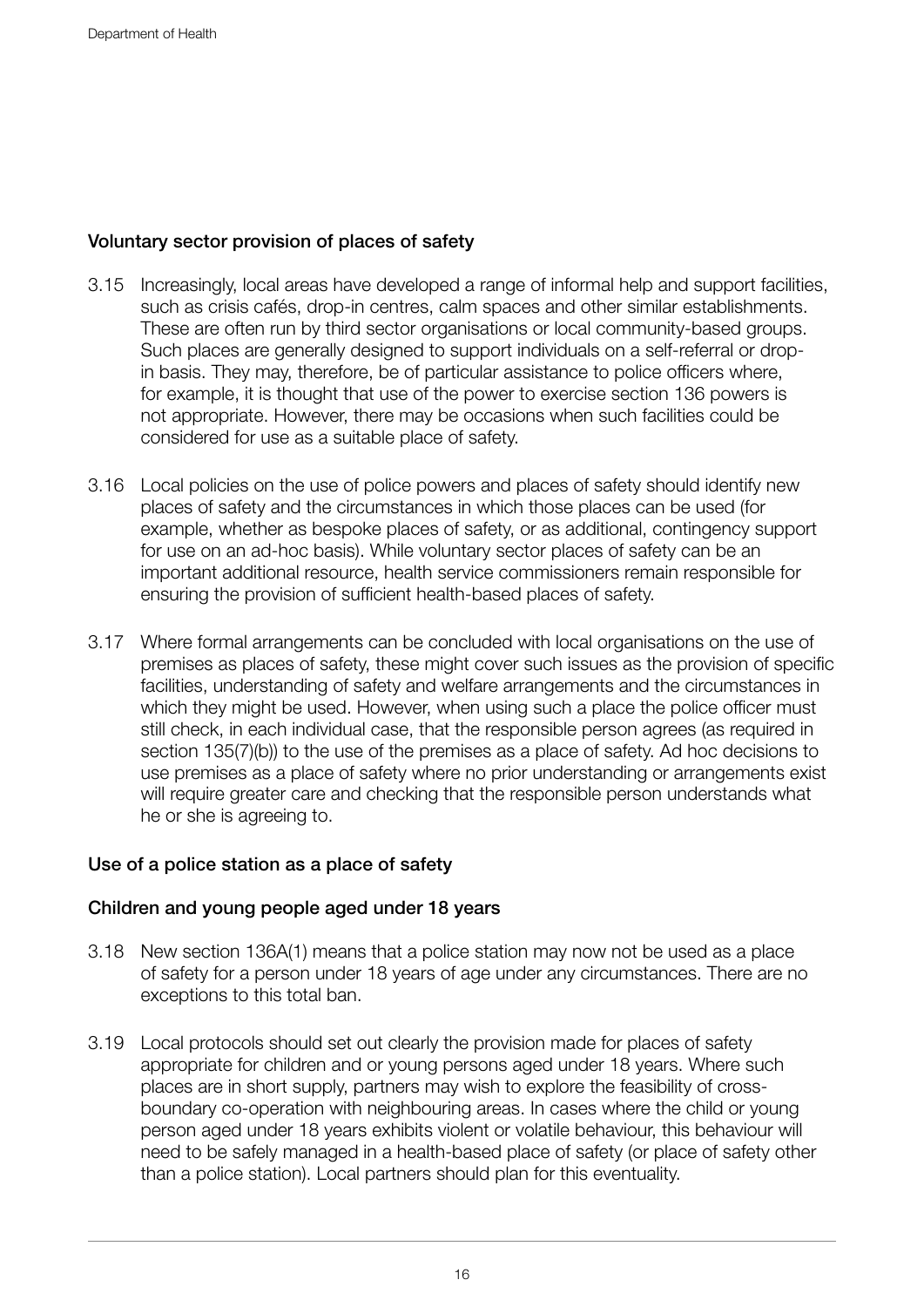### Voluntary sector provision of places of safety

3.15 Increasingly, local areas have developed a range of informal help and support facilities, such as crisis cafés, drop-in centres, calm spaces and other similar establishments. These are often run by third sector organisations or local community-based groups. Such places are generally designed to support individuals on a self-referral or drop-in basis. They may, therefore, be of particular assistance to police officers where, for example, it is thought that use of the power to exercise section 136 powers is not appropriate. However, there may be occasions when such facilities could be considered for use as a suitable place of safety.

3.16 Local policies on the use of police powers and places of safety should identify new places of safety and the circumstances in which those places can be used (for example, whether as bespoke places of safety, or as additional, contingency support for use on an ad-hoc basis). While voluntary sector places of safety can be an important additional resource, health service commissioners remain responsible for ensuring the provision of sufficient health-based places of safety.

3.17 Where formal arrangements can be concluded with local organisations on the use of premises as places of safety, these might cover such issues as the provision of specific facilities, understanding of safety and welfare arrangements and the circumstances in which they might be used. However, when using such a place the police officer must still check, in each individual case, that the responsible person agrees (as required in section 135(7)(b)) to the use of the premises as a place of safety. Ad hoc decisions to use premises as a place of safety where no prior understanding or arrangements exist will require greater care and checking that the responsible person understands what he or she is agreeing to.

### Use of a police station as a place of safety

#### Children and young people aged under 18 years

3.18 New section 136A(1) means that a police station may now not be used as a place of safety for a person under 18 years of age under any circumstances. There are no exceptions to this total ban.

3.19 Local protocols should set out clearly the provision made for places of safety appropriate for children and or young persons aged under 18 years. Where such places are in short supply, partners may wish to explore the feasibility of cross-boundary co-operation with neighbouring areas. In cases where the child or young person aged under 18 years exhibits violent or volatile behaviour, this behaviour will need to be safely managed in a health-based place of safety (or place of safety other than a police station). Local partners should plan for this eventuality.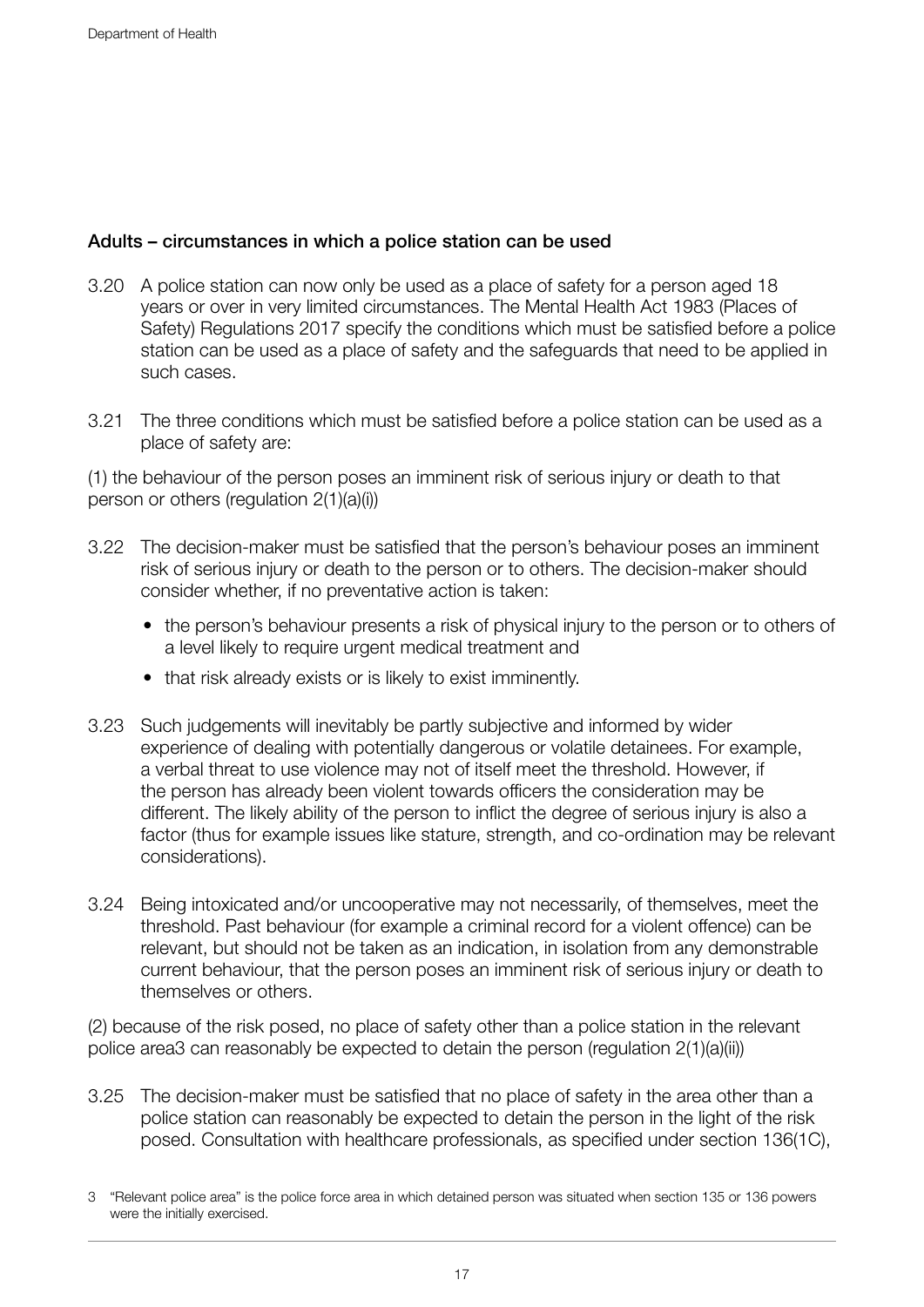### Adults – circumstances in which a police station can be used

3.20 A police station can now only be used as a place of safety for a person aged 18 years or over in very limited circumstances. The Mental Health Act 1983 (Places of Safety) Regulations 2017 specify the conditions which must be satisfied before a police station can be used as a place of safety and the safeguards that need to be applied in such cases.

3.21 The three conditions which must be satisfied before a police station can be used as a place of safety are:

(1) the behaviour of the person poses an imminent risk of serious injury or death to that person or others (regulation 2(1)(a)(i))

3.22 The decision-maker must be satisfied that the person's behaviour poses an imminent risk of serious injury or death to the person or to others. The decision-maker should consider whether, if no preventative action is taken:

- the person's behaviour presents a risk of physical injury to the person or to others of a level likely to require urgent medical treatment and
- that risk already exists or is likely to exist imminently.

3.23 Such judgements will inevitably be partly subjective and informed by wider experience of dealing with potentially dangerous or volatile detainees. For example, a verbal threat to use violence may not of itself meet the threshold. However, if the person has already been violent towards officers the consideration may be different. The likely ability of the person to inflict the degree of serious injury is also a factor (thus for example issues like stature, strength, and co-ordination may be relevant considerations).

3.24 Being intoxicated and/or uncooperative may not necessarily, of themselves, meet the threshold. Past behaviour (for example a criminal record for a violent offence) can be relevant, but should not be taken as an indication, in isolation from any demonstrable current behaviour, that the person poses an imminent risk of serious injury or death to themselves or others.

(2) because of the risk posed, no place of safety other than a police station in the relevant police area[3] can reasonably be expected to detain the person (regulation 2(1)(a)(ii))

3.25 The decision-maker must be satisfied that no place of safety in the area other than a police station can reasonably be expected to detain the person in the light of the risk posed. Consultation with healthcare professionals, as specified under section 136(1C),

[3] "Relevant police area" is the police force area in which detained person was situated when section 135 or 136 powers were the initially exercised.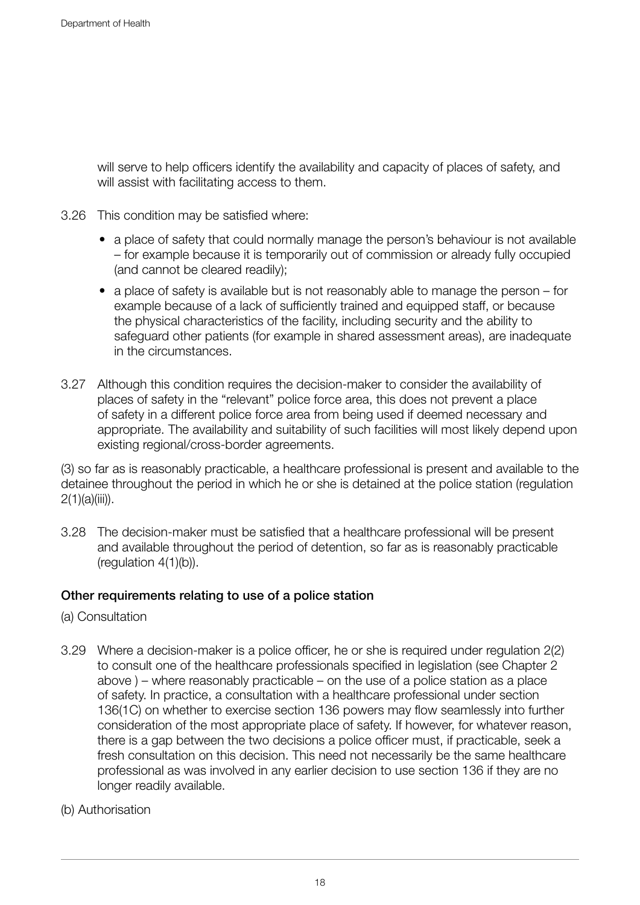will serve to help officers identify the availability and capacity of places of safety, and will assist with facilitating access to them.

3.26 This condition may be satisfied where:

- a place of safety that could normally manage the person's behaviour is not available – for example because it is temporarily out of commission or already fully occupied (and cannot be cleared readily);
- a place of safety is available but is not reasonably able to manage the person – for example because of a lack of sufficiently trained and equipped staff, or because the physical characteristics of the facility, including security and the ability to safeguard other patients (for example in shared assessment areas), are inadequate in the circumstances.

3.27 Although this condition requires the decision-maker to consider the availability of places of safety in the "relevant" police force area, this does not prevent a place of safety in a different police force area from being used if deemed necessary and appropriate. The availability and suitability of such facilities will most likely depend upon existing regional/cross-border agreements.

(3) so far as is reasonably practicable, a healthcare professional is present and available to the detainee throughout the period in which he or she is detained at the police station (regulation 2(1)(a)(iii)).

3.28 The decision-maker must be satisfied that a healthcare professional will be present and available throughout the period of detention, so far as is reasonably practicable (regulation 4(1)(b)).

### Other requirements relating to use of a police station

(a) Consultation

3.29 Where a decision-maker is a police officer, he or she is required under regulation 2(2) to consult one of the healthcare professionals specified in legislation (see Chapter 2 above ) – where reasonably practicable – on the use of a police station as a place of safety. In practice, a consultation with a healthcare professional under section 136(1C) on whether to exercise section 136 powers may flow seamlessly into further consideration of the most appropriate place of safety. If however, for whatever reason, there is a gap between the two decisions a police officer must, if practicable, seek a fresh consultation on this decision. This need not necessarily be the same healthcare professional as was involved in any earlier decision to use section 136 if they are no longer readily available.

(b) Authorisation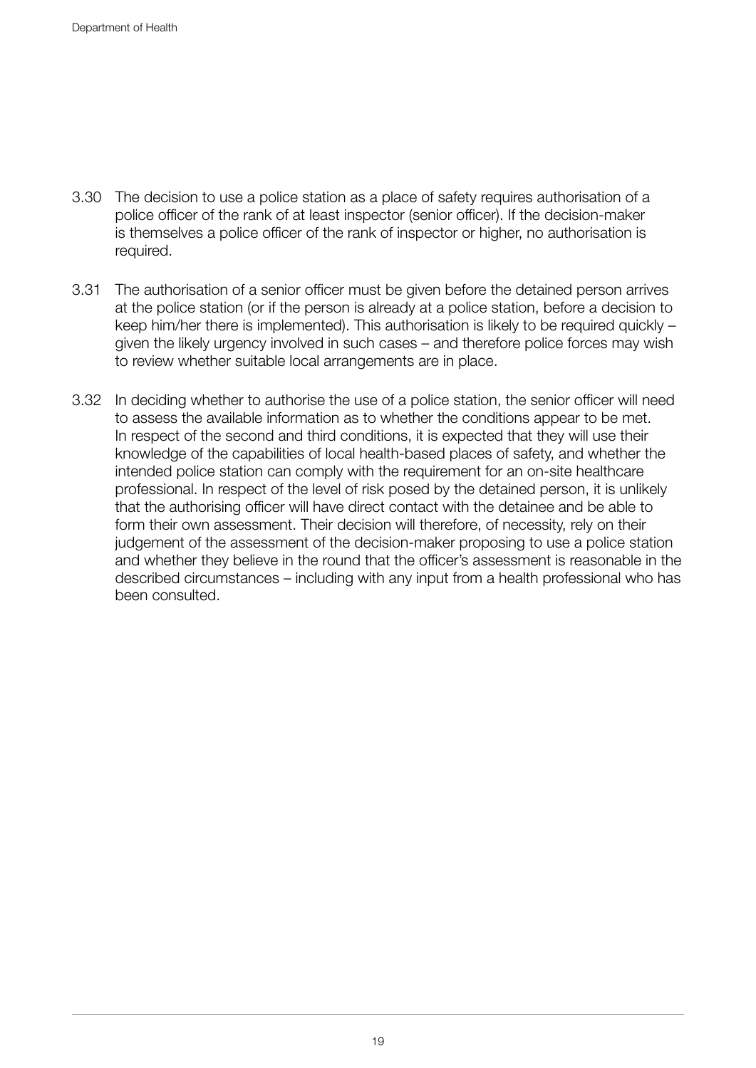3.30 The decision to use a police station as a place of safety requires authorisation of a police officer of the rank of at least inspector (senior officer). If the decision-maker is themselves a police officer of the rank of inspector or higher, no authorisation is required.

3.31 The authorisation of a senior officer must be given before the detained person arrives at the police station (or if the person is already at a police station, before a decision to keep him/her there is implemented). This authorisation is likely to be required quickly – given the likely urgency involved in such cases – and therefore police forces may wish to review whether suitable local arrangements are in place.

3.32 In deciding whether to authorise the use of a police station, the senior officer will need to assess the available information as to whether the conditions appear to be met. In respect of the second and third conditions, it is expected that they will use their knowledge of the capabilities of local health-based places of safety, and whether the intended police station can comply with the requirement for an on-site healthcare professional. In respect of the level of risk posed by the detained person, it is unlikely that the authorising officer will have direct contact with the detainee and be able to form their own assessment. Their decision will therefore, of necessity, rely on their judgement of the assessment of the decision-maker proposing to use a police station and whether they believe in the round that the officer's assessment is reasonable in the described circumstances – including with any input from a health professional who has been consulted.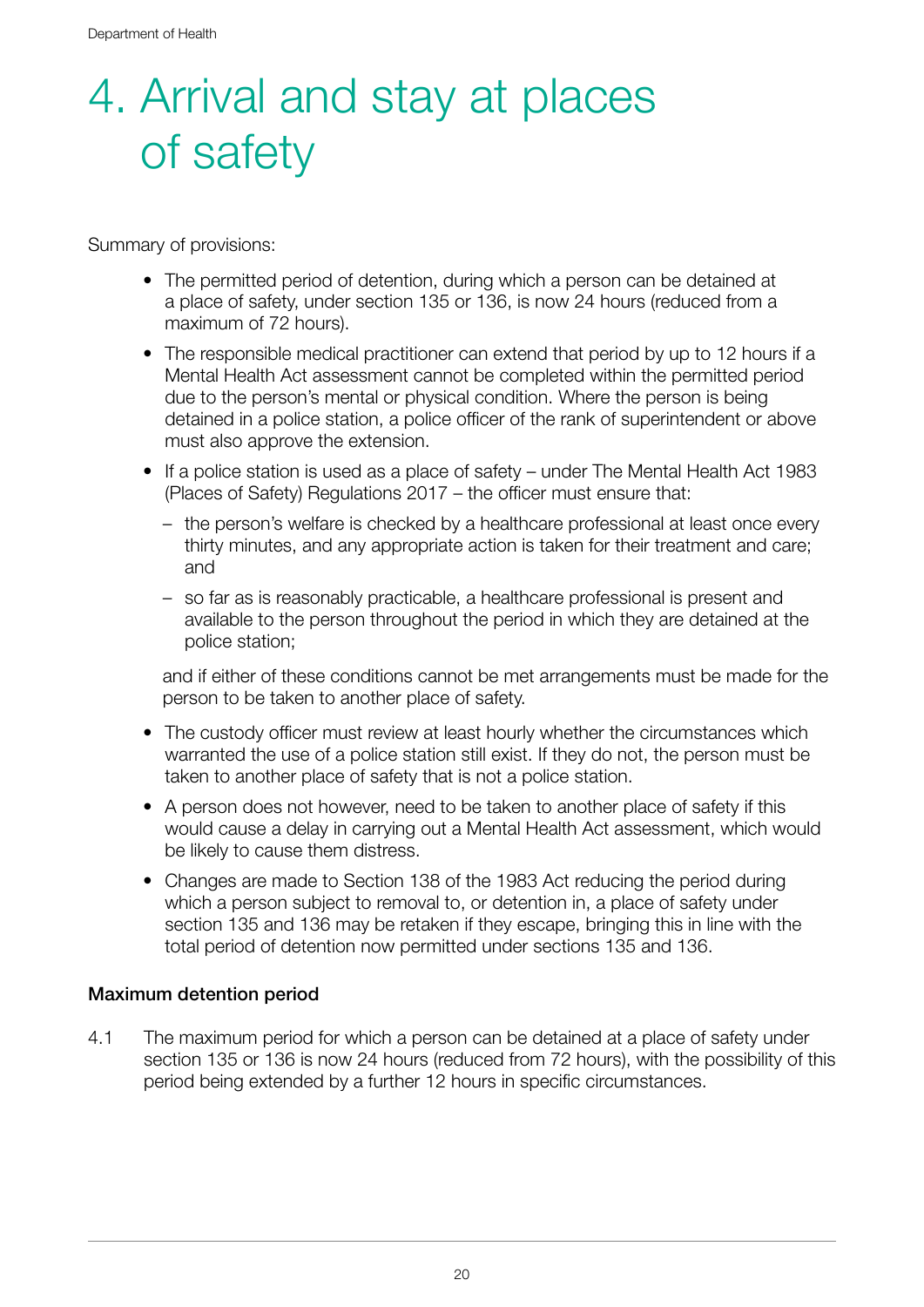# 4. Arrival and stay at places of safety

Summary of provisions:

- The permitted period of detention, during which a person can be detained at a place of safety, under section 135 or 136, is now 24 hours (reduced from a maximum of 72 hours).
- The responsible medical practitioner can extend that period by up to 12 hours if a Mental Health Act assessment cannot be completed within the permitted period due to the person's mental or physical condition. Where the person is being detained in a police station, a police officer of the rank of superintendent or above must also approve the extension.
- If a police station is used as a place of safety – under The Mental Health Act 1983 (Places of Safety) Regulations 2017 – the officer must ensure that:
  - the person's welfare is checked by a healthcare professional at least once every thirty minutes, and any appropriate action is taken for their treatment and care; and
  - so far as is reasonably practicable, a healthcare professional is present and available to the person throughout the period in which they are detained at the police station;

  and if either of these conditions cannot be met arrangements must be made for the person to be taken to another place of safety.
- The custody officer must review at least hourly whether the circumstances which warranted the use of a police station still exist. If they do not, the person must be taken to another place of safety that is not a police station.
- A person does not however, need to be taken to another place of safety if this would cause a delay in carrying out a Mental Health Act assessment, which would be likely to cause them distress.
- Changes are made to Section 138 of the 1983 Act reducing the period during which a person subject to removal to, or detention in, a place of safety under section 135 and 136 may be retaken if they escape, bringing this in line with the total period of detention now permitted under sections 135 and 136.

**Maximum detention period**

4.1 The maximum period for which a person can be detained at a place of safety under section 135 or 136 is now 24 hours (reduced from 72 hours), with the possibility of this period being extended by a further 12 hours in specific circumstances.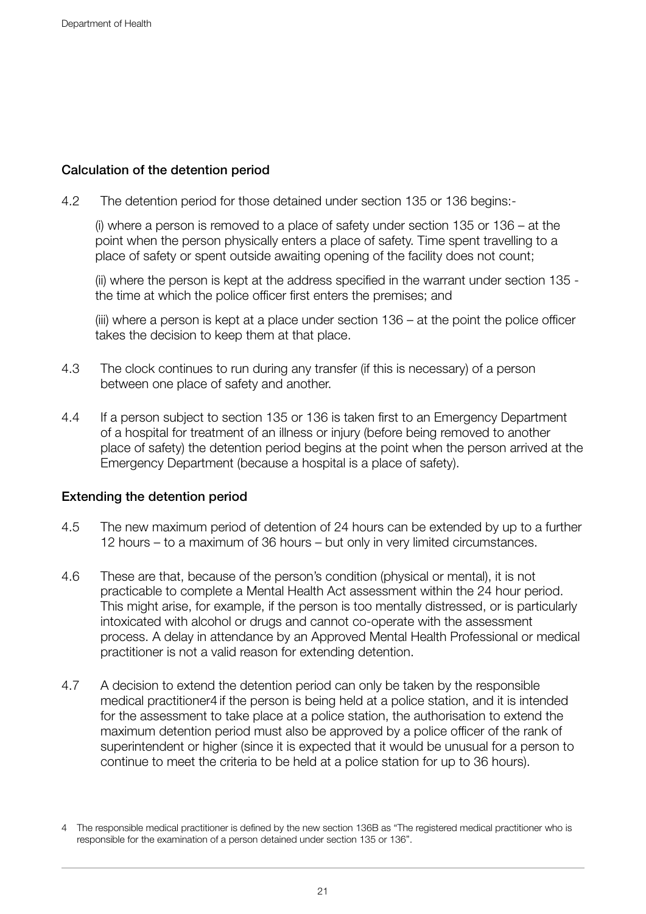### Calculation of the detention period

4.2 The detention period for those detained under section 135 or 136 begins:-

(i) where a person is removed to a place of safety under section 135 or 136 – at the point when the person physically enters a place of safety. Time spent travelling to a place of safety or spent outside awaiting opening of the facility does not count;

(ii) where the person is kept at the address specified in the warrant under section 135 - the time at which the police officer first enters the premises; and

(iii) where a person is kept at a place under section 136 – at the point the police officer takes the decision to keep them at that place.

4.3 The clock continues to run during any transfer (if this is necessary) of a person between one place of safety and another.

4.4 If a person subject to section 135 or 136 is taken first to an Emergency Department of a hospital for treatment of an illness or injury (before being removed to another place of safety) the detention period begins at the point when the person arrived at the Emergency Department (because a hospital is a place of safety).

### Extending the detention period

4.5 The new maximum period of detention of 24 hours can be extended by up to a further 12 hours – to a maximum of 36 hours – but only in very limited circumstances.

4.6 These are that, because of the person's condition (physical or mental), it is not practicable to complete a Mental Health Act assessment within the 24 hour period. This might arise, for example, if the person is too mentally distressed, or is particularly intoxicated with alcohol or drugs and cannot co-operate with the assessment process. A delay in attendance by an Approved Mental Health Professional or medical practitioner is not a valid reason for extending detention.

4.7 A decision to extend the detention period can only be taken by the responsible medical practitioner[4] if the person is being held at a police station, and it is intended for the assessment to take place at a police station, the authorisation to extend the maximum detention period must also be approved by a police officer of the rank of superintendent or higher (since it is expected that it would be unusual for a person to continue to meet the criteria to be held at a police station for up to 36 hours).

---

4 The responsible medical practitioner is defined by the new section 136B as "The registered medical practitioner who is responsible for the examination of a person detained under section 135 or 136".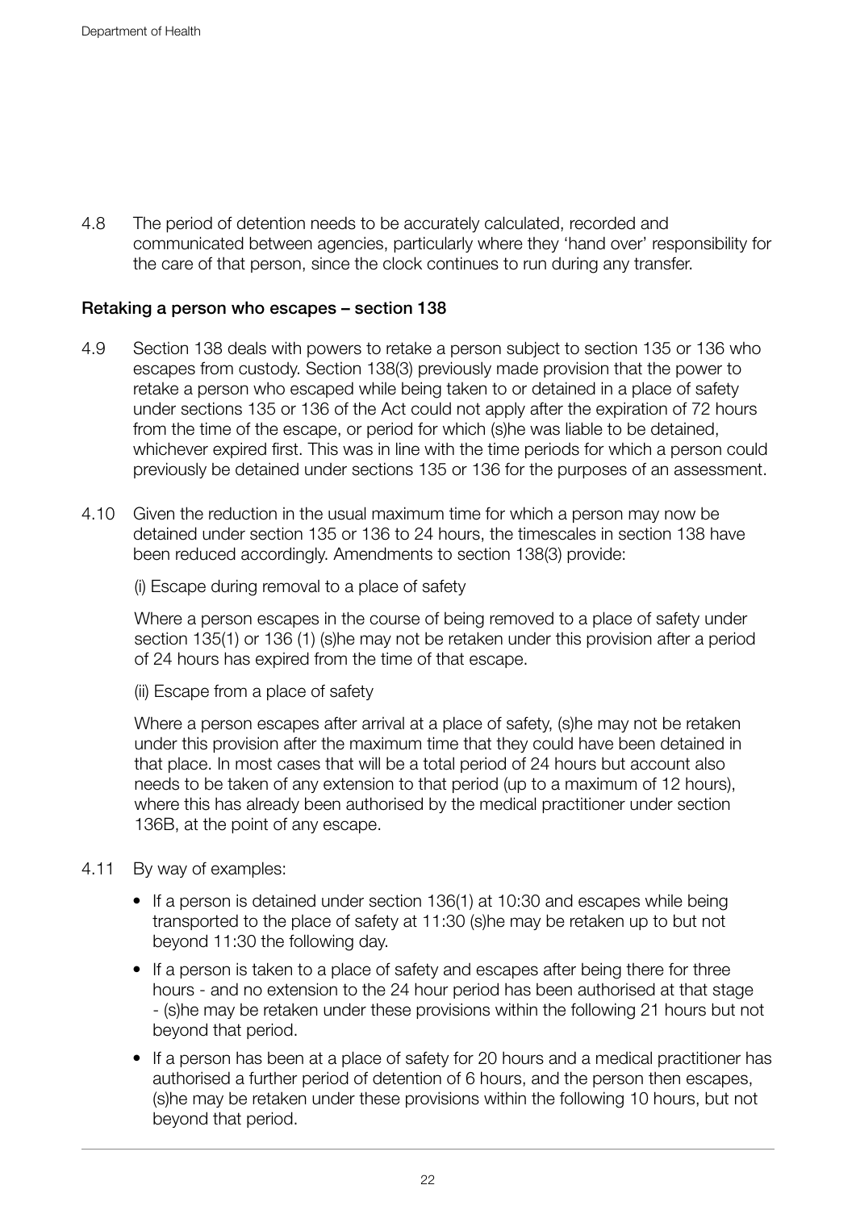4.8 The period of detention needs to be accurately calculated, recorded and communicated between agencies, particularly where they 'hand over' responsibility for the care of that person, since the clock continues to run during any transfer.

### Retaking a person who escapes – section 138

4.9 Section 138 deals with powers to retake a person subject to section 135 or 136 who escapes from custody. Section 138(3) previously made provision that the power to retake a person who escaped while being taken to or detained in a place of safety under sections 135 or 136 of the Act could not apply after the expiration of 72 hours from the time of the escape, or period for which (s)he was liable to be detained, whichever expired first. This was in line with the time periods for which a person could previously be detained under sections 135 or 136 for the purposes of an assessment.

4.10 Given the reduction in the usual maximum time for which a person may now be detained under section 135 or 136 to 24 hours, the timescales in section 138 have been reduced accordingly. Amendments to section 138(3) provide:

(i) Escape during removal to a place of safety

Where a person escapes in the course of being removed to a place of safety under section 135(1) or 136 (1) (s)he may not be retaken under this provision after a period of 24 hours has expired from the time of that escape.

(ii) Escape from a place of safety

Where a person escapes after arrival at a place of safety, (s)he may not be retaken under this provision after the maximum time that they could have been detained in that place. In most cases that will be a total period of 24 hours but account also needs to be taken of any extension to that period (up to a maximum of 12 hours), where this has already been authorised by the medical practitioner under section 136B, at the point of any escape.

4.11 By way of examples:

- If a person is detained under section 136(1) at 10:30 and escapes while being transported to the place of safety at 11:30 (s)he may be retaken up to but not beyond 11:30 the following day.
- If a person is taken to a place of safety and escapes after being there for three hours - and no extension to the 24 hour period has been authorised at that stage - (s)he may be retaken under these provisions within the following 21 hours but not beyond that period.
- If a person has been at a place of safety for 20 hours and a medical practitioner has authorised a further period of detention of 6 hours, and the person then escapes, (s)he may be retaken under these provisions within the following 10 hours, but not beyond that period.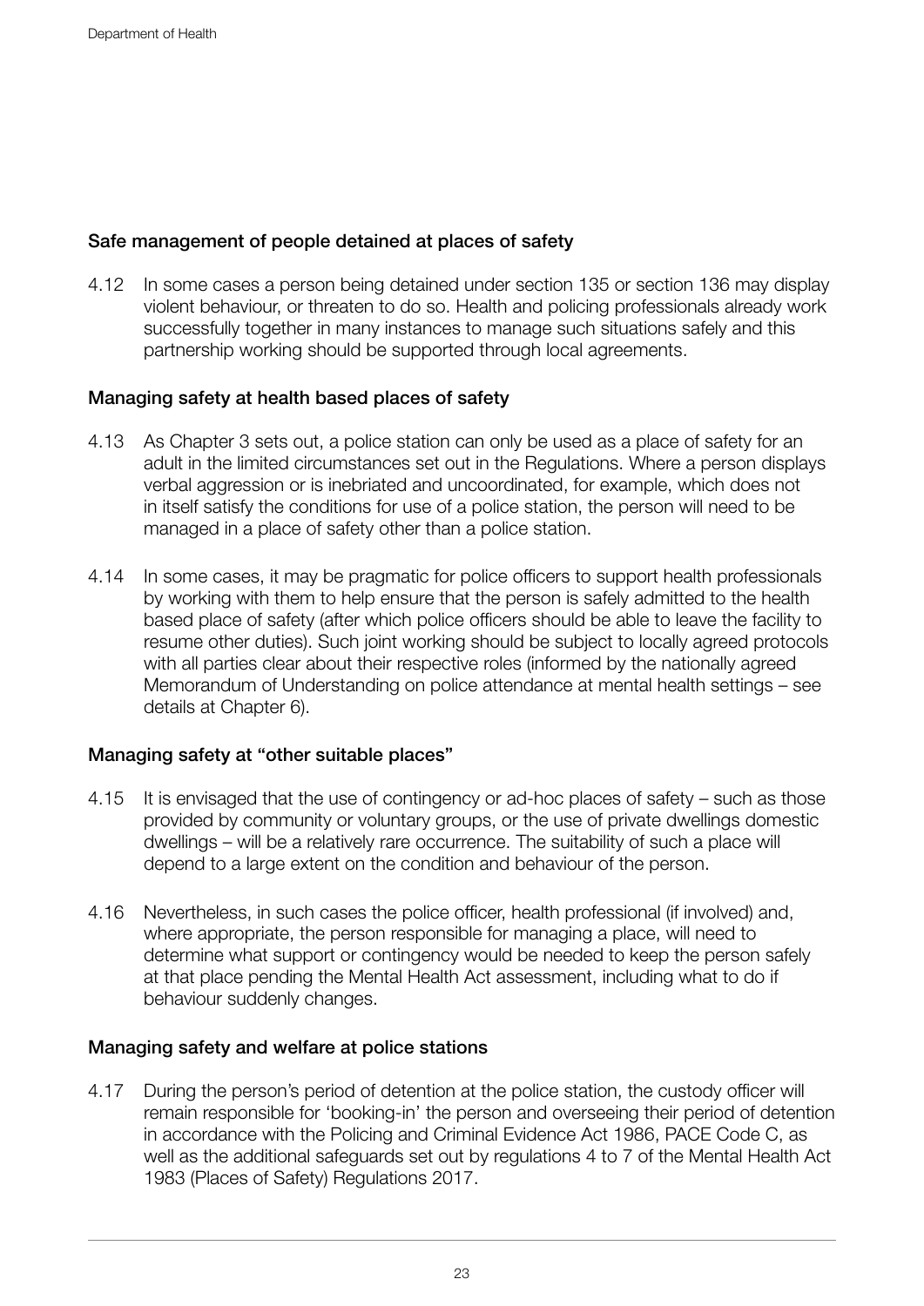### Safe management of people detained at places of safety

4.12 In some cases a person being detained under section 135 or section 136 may display violent behaviour, or threaten to do so. Health and policing professionals already work successfully together in many instances to manage such situations safely and this partnership working should be supported through local agreements.

### Managing safety at health based places of safety

4.13 As Chapter 3 sets out, a police station can only be used as a place of safety for an adult in the limited circumstances set out in the Regulations. Where a person displays verbal aggression or is inebriated and uncoordinated, for example, which does not in itself satisfy the conditions for use of a police station, the person will need to be managed in a place of safety other than a police station.

4.14 In some cases, it may be pragmatic for police officers to support health professionals by working with them to help ensure that the person is safely admitted to the health based place of safety (after which police officers should be able to leave the facility to resume other duties). Such joint working should be subject to locally agreed protocols with all parties clear about their respective roles (informed by the nationally agreed Memorandum of Understanding on police attendance at mental health settings – see details at Chapter 6).

### Managing safety at "other suitable places"

4.15 It is envisaged that the use of contingency or ad-hoc places of safety – such as those provided by community or voluntary groups, or the use of private dwellings domestic dwellings – will be a relatively rare occurrence. The suitability of such a place will depend to a large extent on the condition and behaviour of the person.

4.16 Nevertheless, in such cases the police officer, health professional (if involved) and, where appropriate, the person responsible for managing a place, will need to determine what support or contingency would be needed to keep the person safely at that place pending the Mental Health Act assessment, including what to do if behaviour suddenly changes.

### Managing safety and welfare at police stations

4.17 During the person's period of detention at the police station, the custody officer will remain responsible for 'booking-in' the person and overseeing their period of detention in accordance with the Policing and Criminal Evidence Act 1986, PACE Code C, as well as the additional safeguards set out by regulations 4 to 7 of the Mental Health Act 1983 (Places of Safety) Regulations 2017.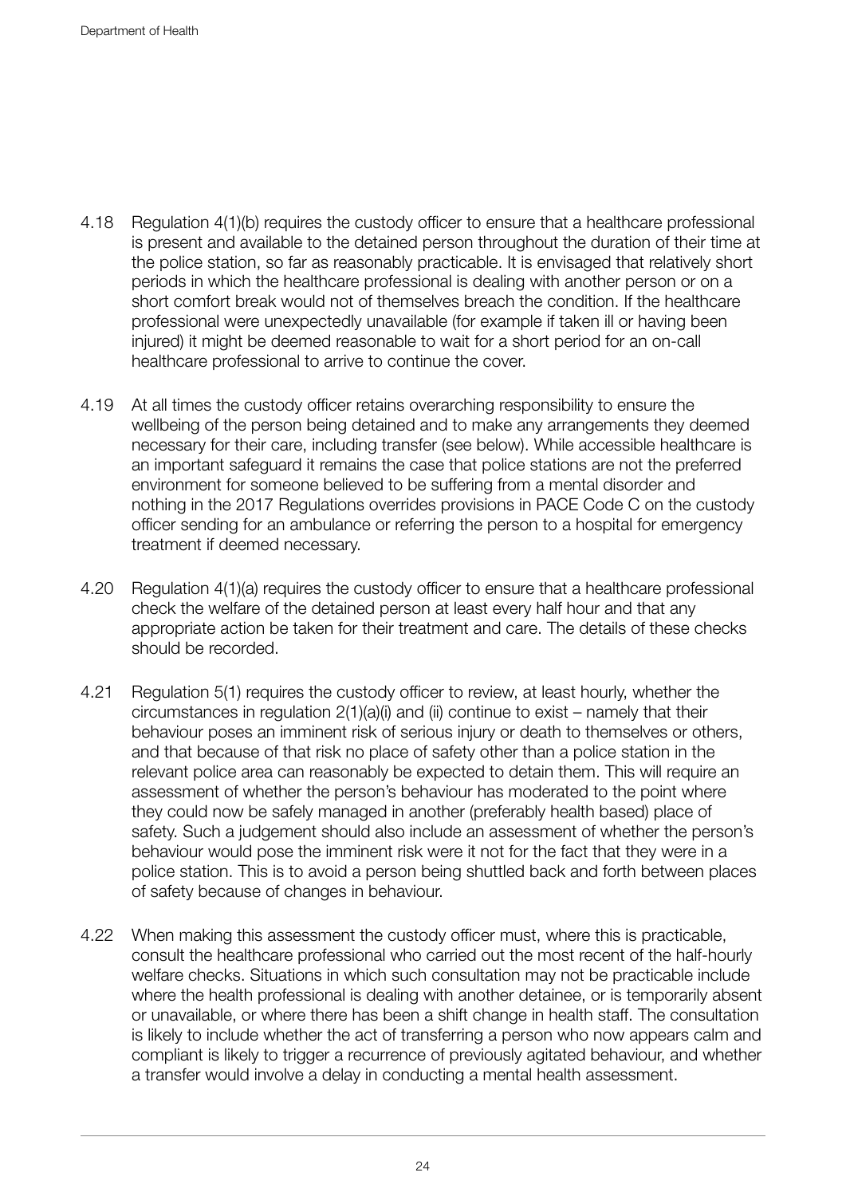4.18 Regulation 4(1)(b) requires the custody officer to ensure that a healthcare professional is present and available to the detained person throughout the duration of their time at the police station, so far as reasonably practicable. It is envisaged that relatively short periods in which the healthcare professional is dealing with another person or on a short comfort break would not of themselves breach the condition. If the healthcare professional were unexpectedly unavailable (for example if taken ill or having been injured) it might be deemed reasonable to wait for a short period for an on-call healthcare professional to arrive to continue the cover.

4.19 At all times the custody officer retains overarching responsibility to ensure the wellbeing of the person being detained and to make any arrangements they deemed necessary for their care, including transfer (see below). While accessible healthcare is an important safeguard it remains the case that police stations are not the preferred environment for someone believed to be suffering from a mental disorder and nothing in the 2017 Regulations overrides provisions in PACE Code C on the custody officer sending for an ambulance or referring the person to a hospital for emergency treatment if deemed necessary.

4.20 Regulation 4(1)(a) requires the custody officer to ensure that a healthcare professional check the welfare of the detained person at least every half hour and that any appropriate action be taken for their treatment and care. The details of these checks should be recorded.

4.21 Regulation 5(1) requires the custody officer to review, at least hourly, whether the circumstances in regulation 2(1)(a)(i) and (ii) continue to exist – namely that their behaviour poses an imminent risk of serious injury or death to themselves or others, and that because of that risk no place of safety other than a police station in the relevant police area can reasonably be expected to detain them. This will require an assessment of whether the person's behaviour has moderated to the point where they could now be safely managed in another (preferably health based) place of safety. Such a judgement should also include an assessment of whether the person's behaviour would pose the imminent risk were it not for the fact that they were in a police station. This is to avoid a person being shuttled back and forth between places of safety because of changes in behaviour.

4.22 When making this assessment the custody officer must, where this is practicable, consult the healthcare professional who carried out the most recent of the half-hourly welfare checks. Situations in which such consultation may not be practicable include where the health professional is dealing with another detainee, or is temporarily absent or unavailable, or where there has been a shift change in health staff. The consultation is likely to include whether the act of transferring a person who now appears calm and compliant is likely to trigger a recurrence of previously agitated behaviour, and whether a transfer would involve a delay in conducting a mental health assessment.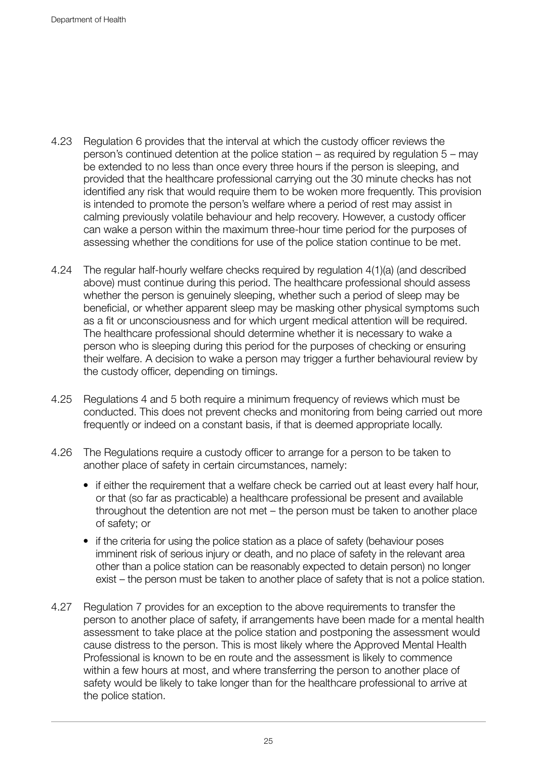4.23 Regulation 6 provides that the interval at which the custody officer reviews the person's continued detention at the police station – as required by regulation 5 – may be extended to no less than once every three hours if the person is sleeping, and provided that the healthcare professional carrying out the 30 minute checks has not identified any risk that would require them to be woken more frequently. This provision is intended to promote the person's welfare where a period of rest may assist in calming previously volatile behaviour and help recovery. However, a custody officer can wake a person within the maximum three-hour time period for the purposes of assessing whether the conditions for use of the police station continue to be met.

4.24 The regular half-hourly welfare checks required by regulation 4(1)(a) (and described above) must continue during this period. The healthcare professional should assess whether the person is genuinely sleeping, whether such a period of sleep may be beneficial, or whether apparent sleep may be masking other physical symptoms such as a fit or unconsciousness and for which urgent medical attention will be required. The healthcare professional should determine whether it is necessary to wake a person who is sleeping during this period for the purposes of checking or ensuring their welfare. A decision to wake a person may trigger a further behavioural review by the custody officer, depending on timings.

4.25 Regulations 4 and 5 both require a minimum frequency of reviews which must be conducted. This does not prevent checks and monitoring from being carried out more frequently or indeed on a constant basis, if that is deemed appropriate locally.

4.26 The Regulations require a custody officer to arrange for a person to be taken to another place of safety in certain circumstances, namely:

- if either the requirement that a welfare check be carried out at least every half hour, or that (so far as practicable) a healthcare professional be present and available throughout the detention are not met – the person must be taken to another place of safety; or
- if the criteria for using the police station as a place of safety (behaviour poses imminent risk of serious injury or death, and no place of safety in the relevant area other than a police station can be reasonably expected to detain person) no longer exist – the person must be taken to another place of safety that is not a police station.

4.27 Regulation 7 provides for an exception to the above requirements to transfer the person to another place of safety, if arrangements have been made for a mental health assessment to take place at the police station and postponing the assessment would cause distress to the person. This is most likely where the Approved Mental Health Professional is known to be en route and the assessment is likely to commence within a few hours at most, and where transferring the person to another place of safety would be likely to take longer than for the healthcare professional to arrive at the police station.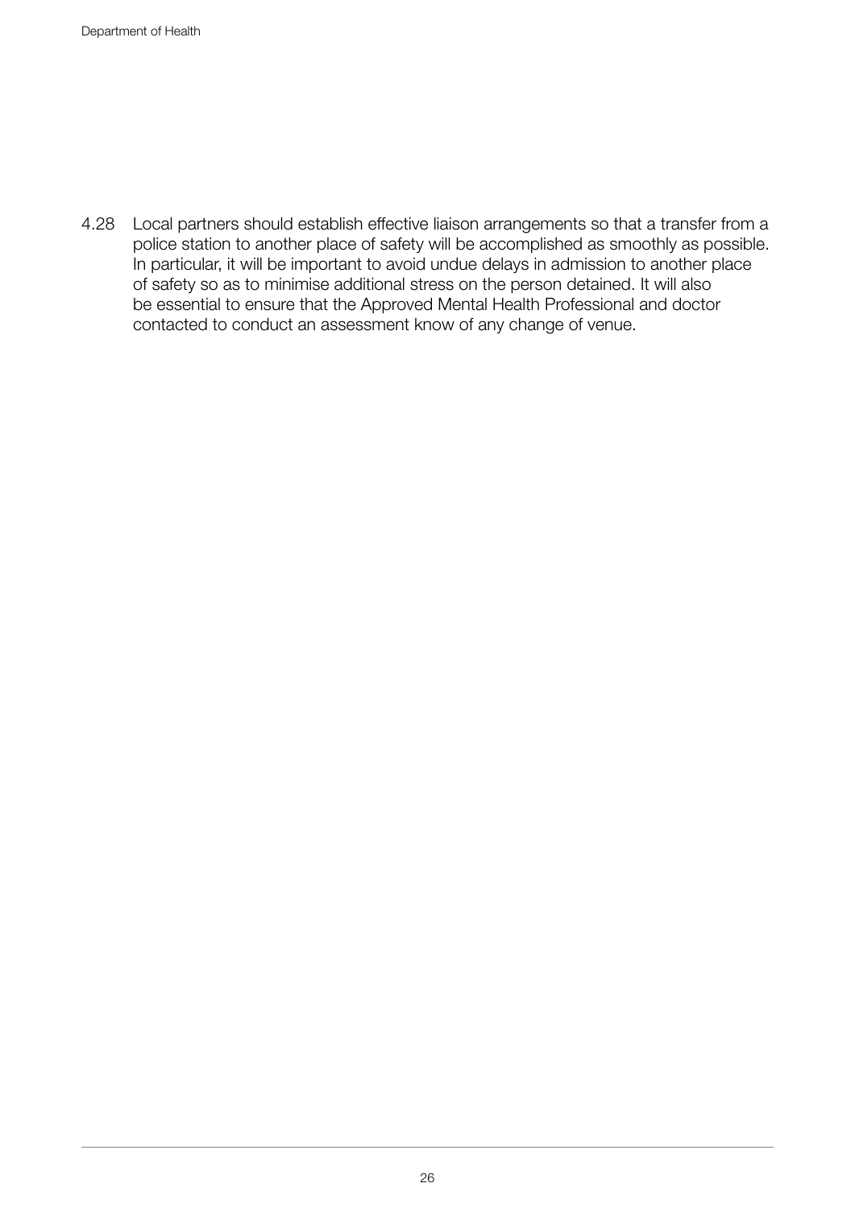4.28 Local partners should establish effective liaison arrangements so that a transfer from a police station to another place of safety will be accomplished as smoothly as possible. In particular, it will be important to avoid undue delays in admission to another place of safety so as to minimise additional stress on the person detained. It will also be essential to ensure that the Approved Mental Health Professional and doctor contacted to conduct an assessment know of any change of venue.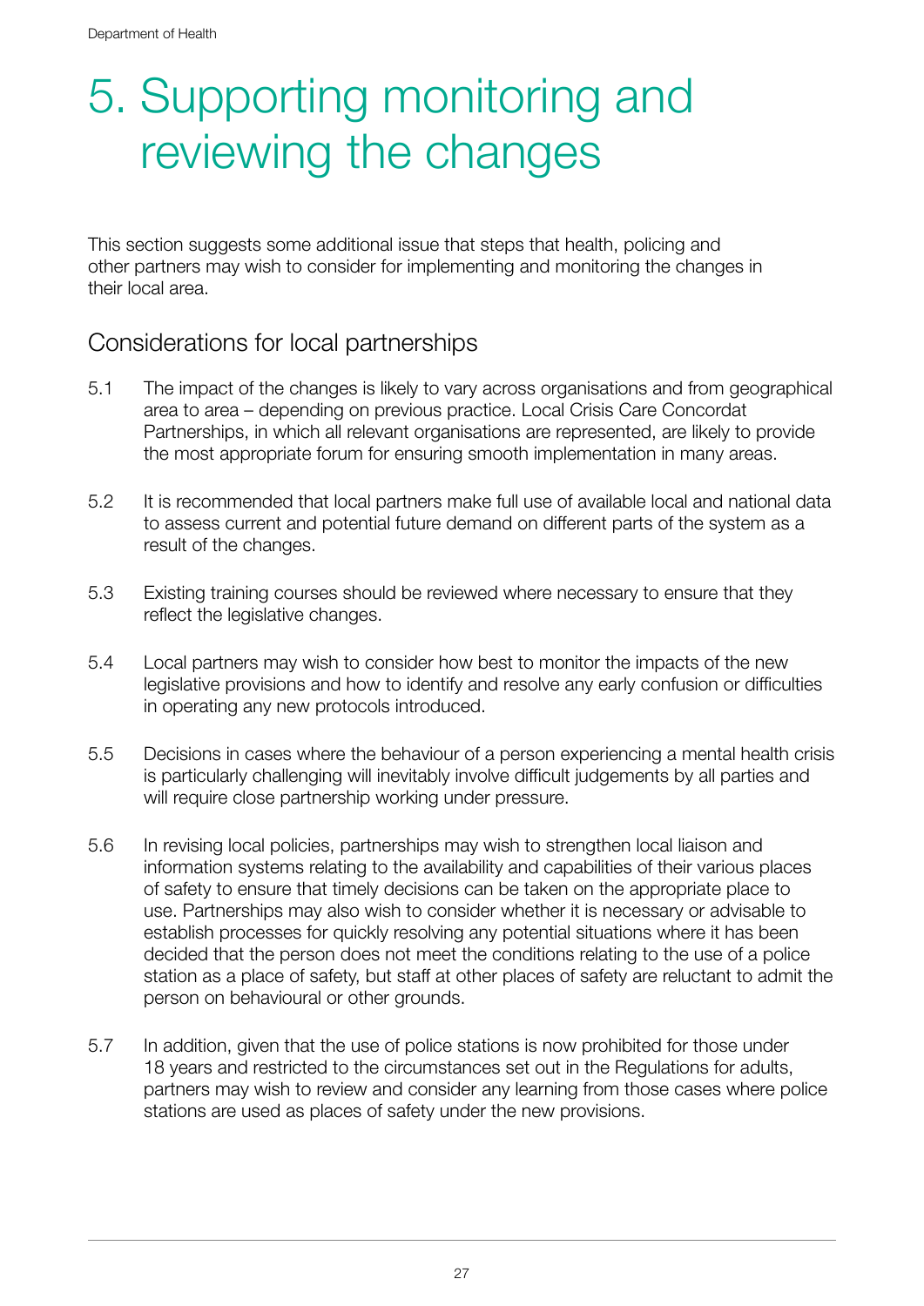# 5. Supporting monitoring and reviewing the changes

This section suggests some additional issue that steps that health, policing and other partners may wish to consider for implementing and monitoring the changes in their local area.

## Considerations for local partnerships

5.1 The impact of the changes is likely to vary across organisations and from geographical area to area – depending on previous practice. Local Crisis Care Concordat Partnerships, in which all relevant organisations are represented, are likely to provide the most appropriate forum for ensuring smooth implementation in many areas.

5.2 It is recommended that local partners make full use of available local and national data to assess current and potential future demand on different parts of the system as a result of the changes.

5.3 Existing training courses should be reviewed where necessary to ensure that they reflect the legislative changes.

5.4 Local partners may wish to consider how best to monitor the impacts of the new legislative provisions and how to identify and resolve any early confusion or difficulties in operating any new protocols introduced.

5.5 Decisions in cases where the behaviour of a person experiencing a mental health crisis is particularly challenging will inevitably involve difficult judgements by all parties and will require close partnership working under pressure.

5.6 In revising local policies, partnerships may wish to strengthen local liaison and information systems relating to the availability and capabilities of their various places of safety to ensure that timely decisions can be taken on the appropriate place to use. Partnerships may also wish to consider whether it is necessary or advisable to establish processes for quickly resolving any potential situations where it has been decided that the person does not meet the conditions relating to the use of a police station as a place of safety, but staff at other places of safety are reluctant to admit the person on behavioural or other grounds.

5.7 In addition, given that the use of police stations is now prohibited for those under 18 years and restricted to the circumstances set out in the Regulations for adults, partners may wish to review and consider any learning from those cases where police stations are used as places of safety under the new provisions.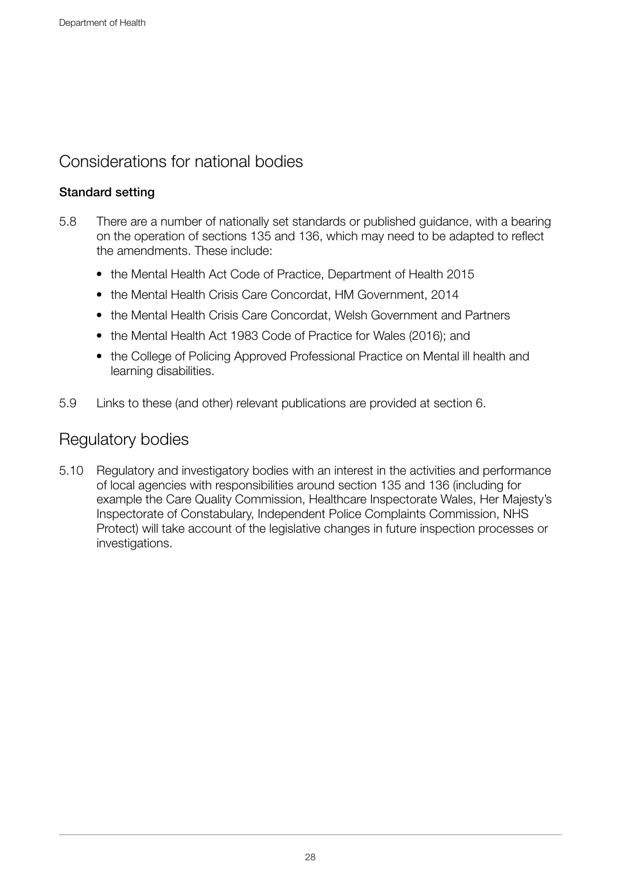## Considerations for national bodies

### Standard setting

5.8 There are a number of nationally set standards or published guidance, with a bearing on the operation of sections 135 and 136, which may need to be adapted to reflect the amendments. These include:

- the Mental Health Act Code of Practice, Department of Health 2015
- the Mental Health Crisis Care Concordat, HM Government, 2014
- the Mental Health Crisis Care Concordat, Welsh Government and Partners
- the Mental Health Act 1983 Code of Practice for Wales (2016); and
- the College of Policing Approved Professional Practice on Mental ill health and learning disabilities.

5.9 Links to these (and other) relevant publications are provided at section 6.

## Regulatory bodies

5.10 Regulatory and investigatory bodies with an interest in the activities and performance of local agencies with responsibilities around section 135 and 136 (including for example the Care Quality Commission, Healthcare Inspectorate Wales, Her Majesty's Inspectorate of Constabulary, Independent Police Complaints Commission, NHS Protect) will take account of the legislative changes in future inspection processes or investigations.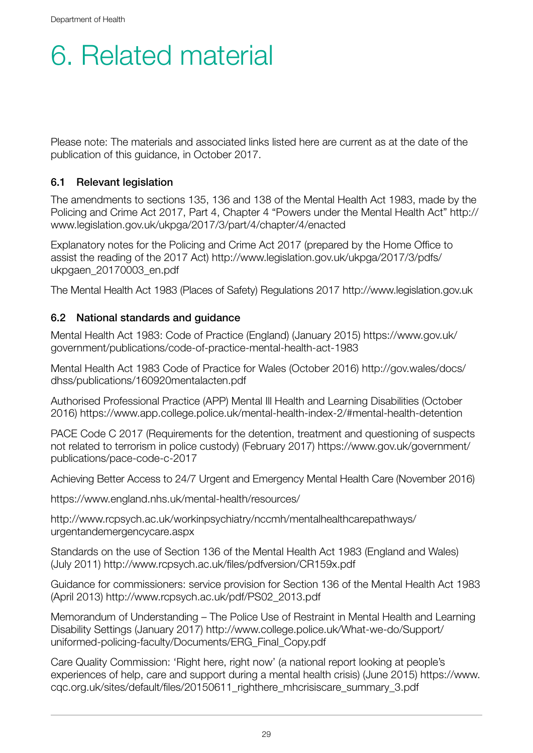# 6. Related material

Please note: The materials and associated links listed here are current as at the date of the publication of this guidance, in October 2017.

### 6.1 Relevant legislation

The amendments to sections 135, 136 and 138 of the Mental Health Act 1983, made by the Policing and Crime Act 2017, Part 4, Chapter 4 "Powers under the Mental Health Act" http://www.legislation.gov.uk/ukpga/2017/3/part/4/chapter/4/enacted

Explanatory notes for the Policing and Crime Act 2017 (prepared by the Home Office to assist the reading of the 2017 Act) http://www.legislation.gov.uk/ukpga/2017/3/pdfs/ukpgaen_20170003_en.pdf

The Mental Health Act 1983 (Places of Safety) Regulations 2017 http://www.legislation.gov.uk

### 6.2 National standards and guidance

Mental Health Act 1983: Code of Practice (England) (January 2015) https://www.gov.uk/government/publications/code-of-practice-mental-health-act-1983

Mental Health Act 1983 Code of Practice for Wales (October 2016) http://gov.wales/docs/dhss/publications/160920mentalacten.pdf

Authorised Professional Practice (APP) Mental Ill Health and Learning Disabilities (October 2016) https://www.app.college.police.uk/mental-health-index-2/#mental-health-detention

PACE Code C 2017 (Requirements for the detention, treatment and questioning of suspects not related to terrorism in police custody) (February 2017) https://www.gov.uk/government/publications/pace-code-c-2017

Achieving Better Access to 24/7 Urgent and Emergency Mental Health Care (November 2016)

https://www.england.nhs.uk/mental-health/resources/

http://www.rcpsych.ac.uk/workinpsychiatry/nccmh/mentalhealthcarepathways/urgentandemergencycare.aspx

Standards on the use of Section 136 of the Mental Health Act 1983 (England and Wales) (July 2011) http://www.rcpsych.ac.uk/files/pdfversion/CR159x.pdf

Guidance for commissioners: service provision for Section 136 of the Mental Health Act 1983 (April 2013) http://www.rcpsych.ac.uk/pdf/PS02_2013.pdf

Memorandum of Understanding – The Police Use of Restraint in Mental Health and Learning Disability Settings (January 2017) http://www.college.police.uk/What-we-do/Support/uniformed-policing-faculty/Documents/ERG_Final_Copy.pdf

Care Quality Commission: 'Right here, right now' (a national report looking at people's experiences of help, care and support during a mental health crisis) (June 2015) https://www.cqc.org.uk/sites/default/files/20150611_righthere_mhcrisiscare_summary_3.pdf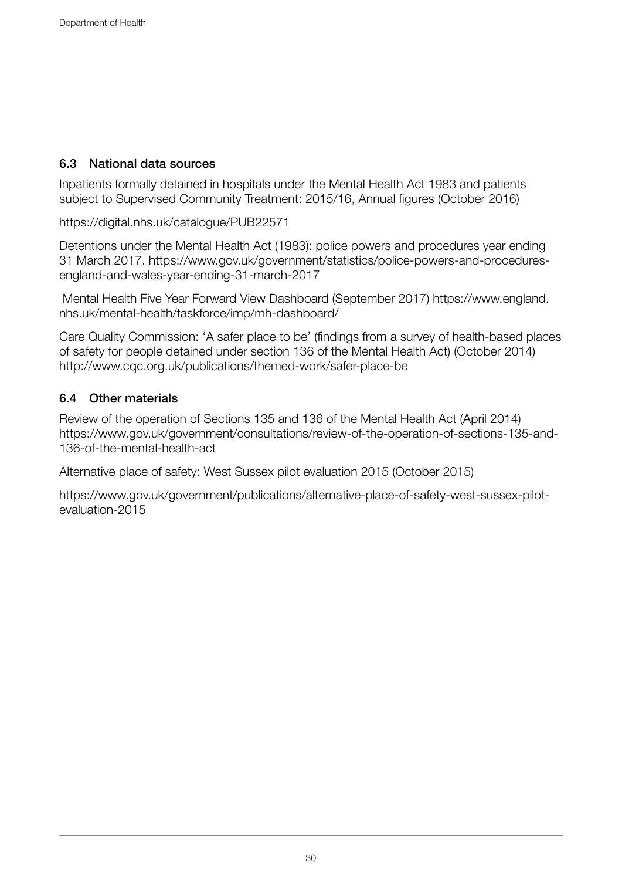## 6.3 National data sources

Inpatients formally detained in hospitals under the Mental Health Act 1983 and patients subject to Supervised Community Treatment: 2015/16, Annual figures (October 2016)

https://digital.nhs.uk/catalogue/PUB22571

Detentions under the Mental Health Act (1983): police powers and procedures year ending 31 March 2017. https://www.gov.uk/government/statistics/police-powers-and-procedures-england-and-wales-year-ending-31-march-2017

Mental Health Five Year Forward View Dashboard (September 2017) https://www.england.nhs.uk/mental-health/taskforce/imp/mh-dashboard/

Care Quality Commission: 'A safer place to be' (findings from a survey of health-based places of safety for people detained under section 136 of the Mental Health Act) (October 2014) http://www.cqc.org.uk/publications/themed-work/safer-place-be

## 6.4 Other materials

Review of the operation of Sections 135 and 136 of the Mental Health Act (April 2014) https://www.gov.uk/government/consultations/review-of-the-operation-of-sections-135-and-136-of-the-mental-health-act

Alternative place of safety: West Sussex pilot evaluation 2015 (October 2015)

https://www.gov.uk/government/publications/alternative-place-of-safety-west-sussex-pilot-evaluation-2015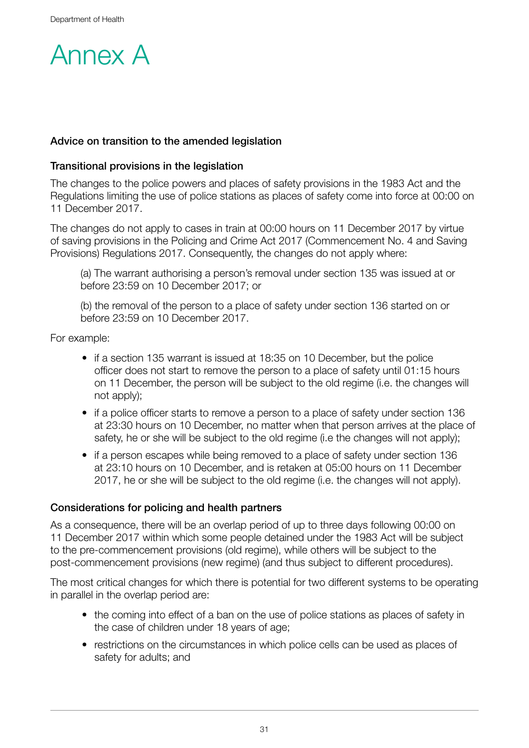# Annex A

**Advice on transition to the amended legislation**

**Transitional provisions in the legislation**

The changes to the police powers and places of safety provisions in the 1983 Act and the Regulations limiting the use of police stations as places of safety come into force at 00:00 on 11 December 2017.

The changes do not apply to cases in train at 00:00 hours on 11 December 2017 by virtue of saving provisions in the Policing and Crime Act 2017 (Commencement No. 4 and Saving Provisions) Regulations 2017. Consequently, the changes do not apply where:

> (a) The warrant authorising a person's removal under section 135 was issued at or before 23:59 on 10 December 2017; or
>
> (b) the removal of the person to a place of safety under section 136 started on or before 23:59 on 10 December 2017.

For example:

- if a section 135 warrant is issued at 18:35 on 10 December, but the police officer does not start to remove the person to a place of safety until 01:15 hours on 11 December, the person will be subject to the old regime (i.e. the changes will not apply);
- if a police officer starts to remove a person to a place of safety under section 136 at 23:30 hours on 10 December, no matter when that person arrives at the place of safety, he or she will be subject to the old regime (i.e the changes will not apply);
- if a person escapes while being removed to a place of safety under section 136 at 23:10 hours on 10 December, and is retaken at 05:00 hours on 11 December 2017, he or she will be subject to the old regime (i.e. the changes will not apply).

**Considerations for policing and health partners**

As a consequence, there will be an overlap period of up to three days following 00:00 on 11 December 2017 within which some people detained under the 1983 Act will be subject to the pre-commencement provisions (old regime), while others will be subject to the post-commencement provisions (new regime) (and thus subject to different procedures).

The most critical changes for which there is potential for two different systems to be operating in parallel in the overlap period are:

- the coming into effect of a ban on the use of police stations as places of safety in the case of children under 18 years of age;
- restrictions on the circumstances in which police cells can be used as places of safety for adults; and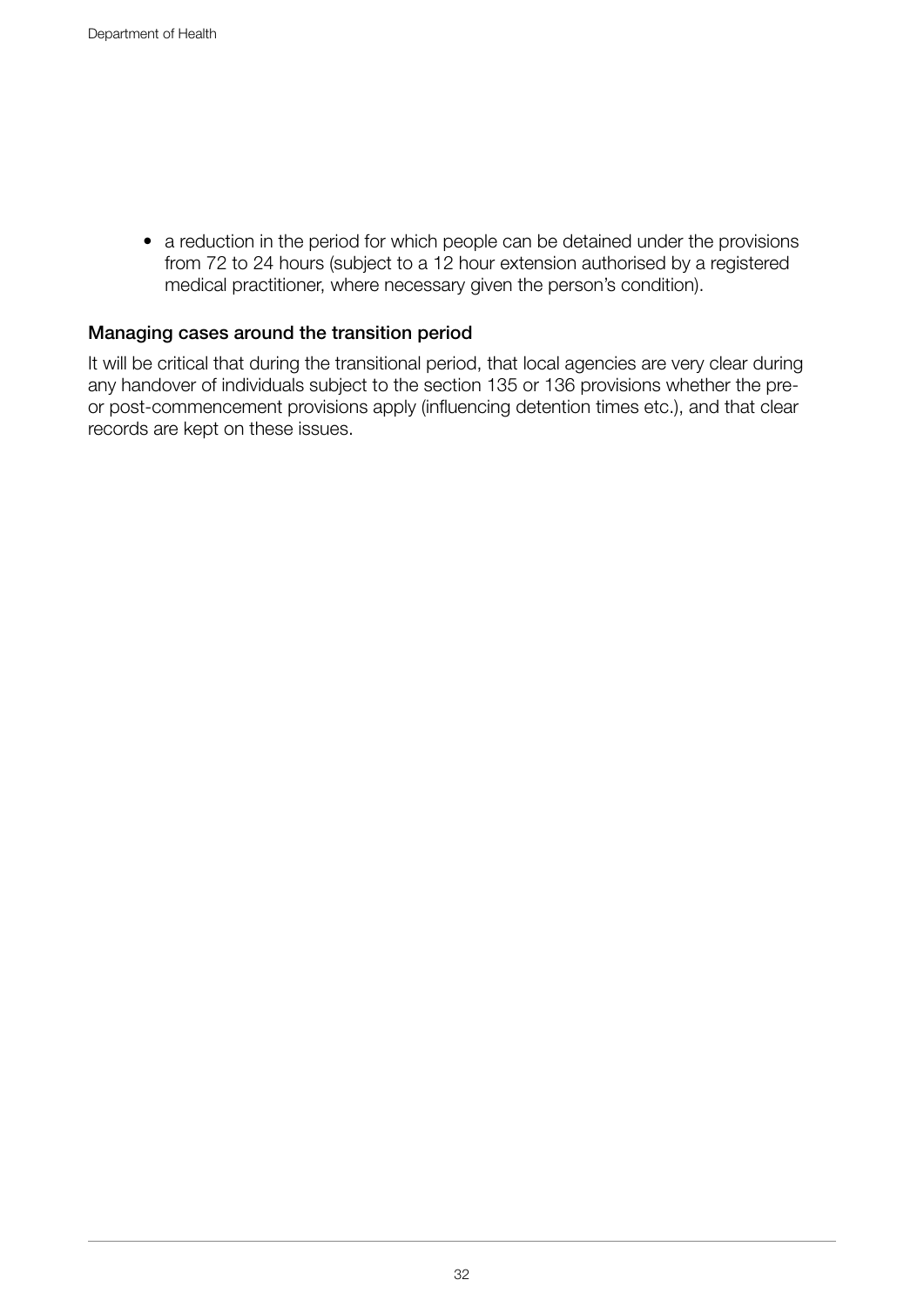- a reduction in the period for which people can be detained under the provisions from 72 to 24 hours (subject to a 12 hour extension authorised by a registered medical practitioner, where necessary given the person's condition).

### Managing cases around the transition period

It will be critical that during the transitional period, that local agencies are very clear during any handover of individuals subject to the section 135 or 136 provisions whether the pre- or post-commencement provisions apply (influencing detention times etc.), and that clear records are kept on these issues.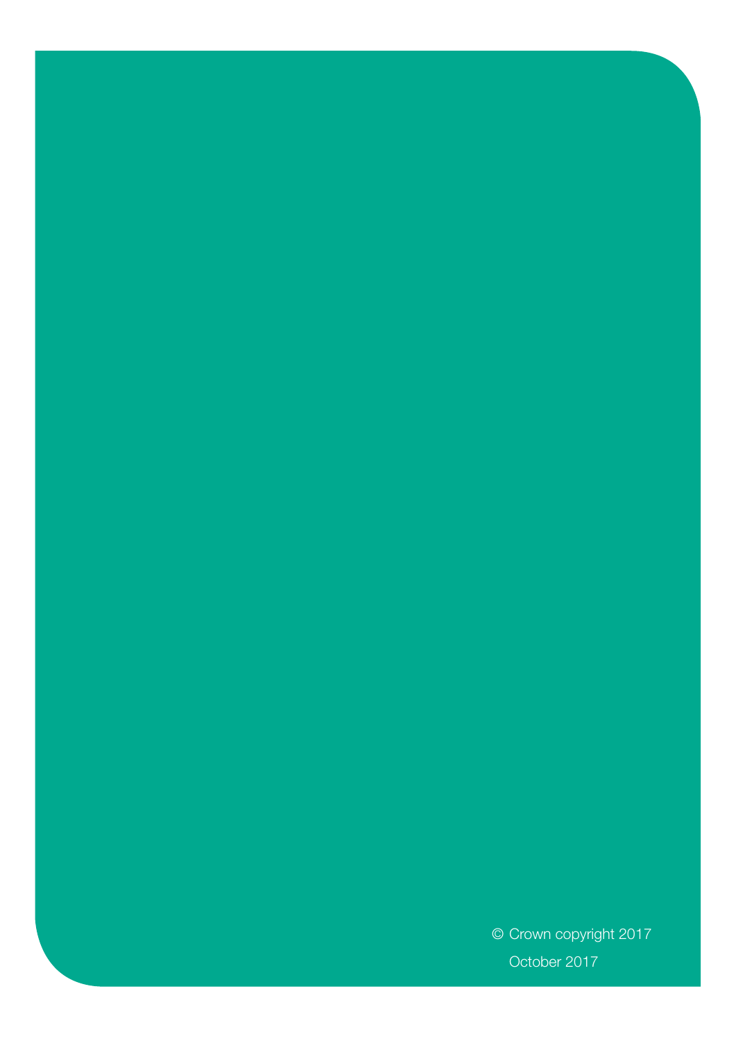© Crown copyright 2017

October 2017